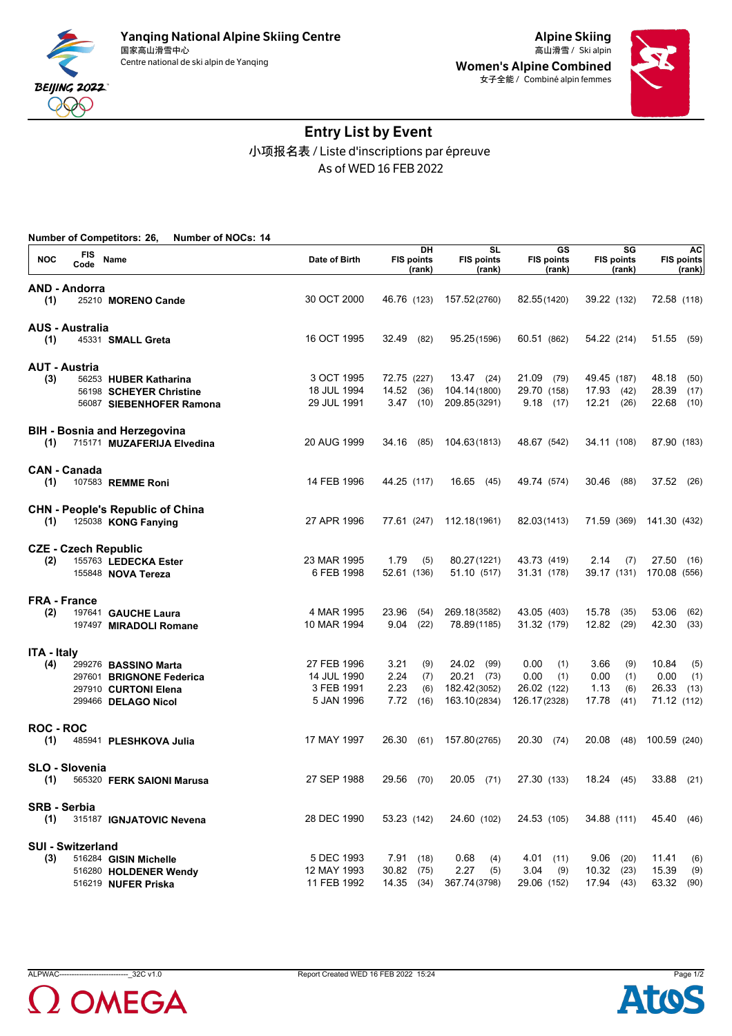Yanqing National Alpine Skiing Centre
国家高山滑雪中心
Centre national de ski alpin de Yanqing

Alpine Skiing
高山滑雪 / Ski alpin

Women's Alpine Combined
女子全能 / Combiné alpin femmes

# Entry List by Event

小项报名表 / Liste d'inscriptions par épreuve

As of WED 16 FEB 2022

**Number of Competitors: 26,   Number of NOCs: 14**

| NOC | FIS Code | Name | Date of Birth | DH FIS points (rank) | SL FIS points (rank) | GS FIS points (rank) | SG FIS points (rank) | AC FIS points (rank) |
|---|---|---|---|---|---|---|---|---|
| **AND - Andorra** | | | | | | | | |
| (1) | 25210 | **MORENO Cande** | 30 OCT 2000 | 46.76 (123) | 157.52 (2760) | 82.55 (1420) | 39.22 (132) | 72.58 (118) |
| **AUS - Australia** | | | | | | | | |
| (1) | 45331 | **SMALL Greta** | 16 OCT 1995 | 32.49 (82) | 95.25 (1596) | 60.51 (862) | 54.22 (214) | 51.55 (59) |
| **AUT - Austria** | | | | | | | | |
| (3) | 56253 | **HUBER Katharina** | 3 OCT 1995 | 72.75 (227) | 13.47 (24) | 21.09 (79) | 49.45 (187) | 48.18 (50) |
| | 56198 | **SCHEYER Christine** | 18 JUL 1994 | 14.52 (36) | 104.14 (1800) | 29.70 (158) | 17.93 (42) | 28.39 (17) |
| | 56087 | **SIEBENHOFER Ramona** | 29 JUL 1991 | 3.47 (10) | 209.85 (3291) | 9.18 (17) | 12.21 (26) | 22.68 (10) |
| **BIH - Bosnia and Herzegovina** | | | | | | | | |
| (1) | 715171 | **MUZAFERIJA Elvedina** | 20 AUG 1999 | 34.16 (85) | 104.63 (1813) | 48.67 (542) | 34.11 (108) | 87.90 (183) |
| **CAN - Canada** | | | | | | | | |
| (1) | 107583 | **REMME Roni** | 14 FEB 1996 | 44.25 (117) | 16.65 (45) | 49.74 (574) | 30.46 (88) | 37.52 (26) |
| **CHN - People's Republic of China** | | | | | | | | |
| (1) | 125038 | **KONG Fanying** | 27 APR 1996 | 77.61 (247) | 112.18 (1961) | 82.03 (1413) | 71.59 (369) | 141.30 (432) |
| **CZE - Czech Republic** | | | | | | | | |
| (2) | 155763 | **LEDECKA Ester** | 23 MAR 1995 | 1.79 (5) | 80.27 (1221) | 43.73 (419) | 2.14 (7) | 27.50 (16) |
| | 155848 | **NOVA Tereza** | 6 FEB 1998 | 52.61 (136) | 51.10 (517) | 31.31 (178) | 39.17 (131) | 170.08 (556) |
| **FRA - France** | | | | | | | | |
| (2) | 197641 | **GAUCHE Laura** | 4 MAR 1995 | 23.96 (54) | 269.18 (3582) | 43.05 (403) | 15.78 (35) | 53.06 (62) |
| | 197497 | **MIRADOLI Romane** | 10 MAR 1994 | 9.04 (22) | 78.89 (1185) | 31.32 (179) | 12.82 (29) | 42.30 (33) |
| **ITA - Italy** | | | | | | | | |
| (4) | 299276 | **BASSINO Marta** | 27 FEB 1996 | 3.21 (9) | 24.02 (99) | 0.00 (1) | 3.66 (9) | 10.84 (5) |
| | 297601 | **BRIGNONE Federica** | 14 JUL 1990 | 2.24 (7) | 20.21 (73) | 0.00 (1) | 0.00 (1) | 0.00 (1) |
| | 297910 | **CURTONI Elena** | 3 FEB 1991 | 2.23 (6) | 182.42 (3052) | 26.02 (122) | 1.13 (6) | 26.33 (13) |
| | 299466 | **DELAGO Nicol** | 5 JAN 1996 | 7.72 (16) | 163.10 (2834) | 126.17 (2328) | 17.78 (41) | 71.12 (112) |
| **ROC - ROC** | | | | | | | | |
| (1) | 485941 | **PLESHKOVA Julia** | 17 MAY 1997 | 26.30 (61) | 157.80 (2765) | 20.30 (74) | 20.08 (48) | 100.59 (240) |
| **SLO - Slovenia** | | | | | | | | |
| (1) | 565320 | **FERK SAIONI Marusa** | 27 SEP 1988 | 29.56 (70) | 20.05 (71) | 27.30 (133) | 18.24 (45) | 33.88 (21) |
| **SRB - Serbia** | | | | | | | | |
| (1) | 315187 | **IGNJATOVIC Nevena** | 28 DEC 1990 | 53.23 (142) | 24.60 (102) | 24.53 (105) | 34.88 (111) | 45.40 (46) |
| **SUI - Switzerland** | | | | | | | | |
| (3) | 516284 | **GISIN Michelle** | 5 DEC 1993 | 7.91 (18) | 0.68 (4) | 4.01 (11) | 9.06 (20) | 11.41 (6) |
| | 516280 | **HOLDENER Wendy** | 12 MAY 1993 | 30.82 (75) | 2.27 (5) | 3.04 (9) | 10.32 (23) | 15.39 (9) |
| | 516219 | **NUFER Priska** | 11 FEB 1992 | 14.35 (34) | 367.74 (3798) | 29.06 (152) | 17.94 (43) | 63.32 (90) |

ALPWAC----------------------------_32C v1.0    Report Created WED 16 FEB 2022 15:24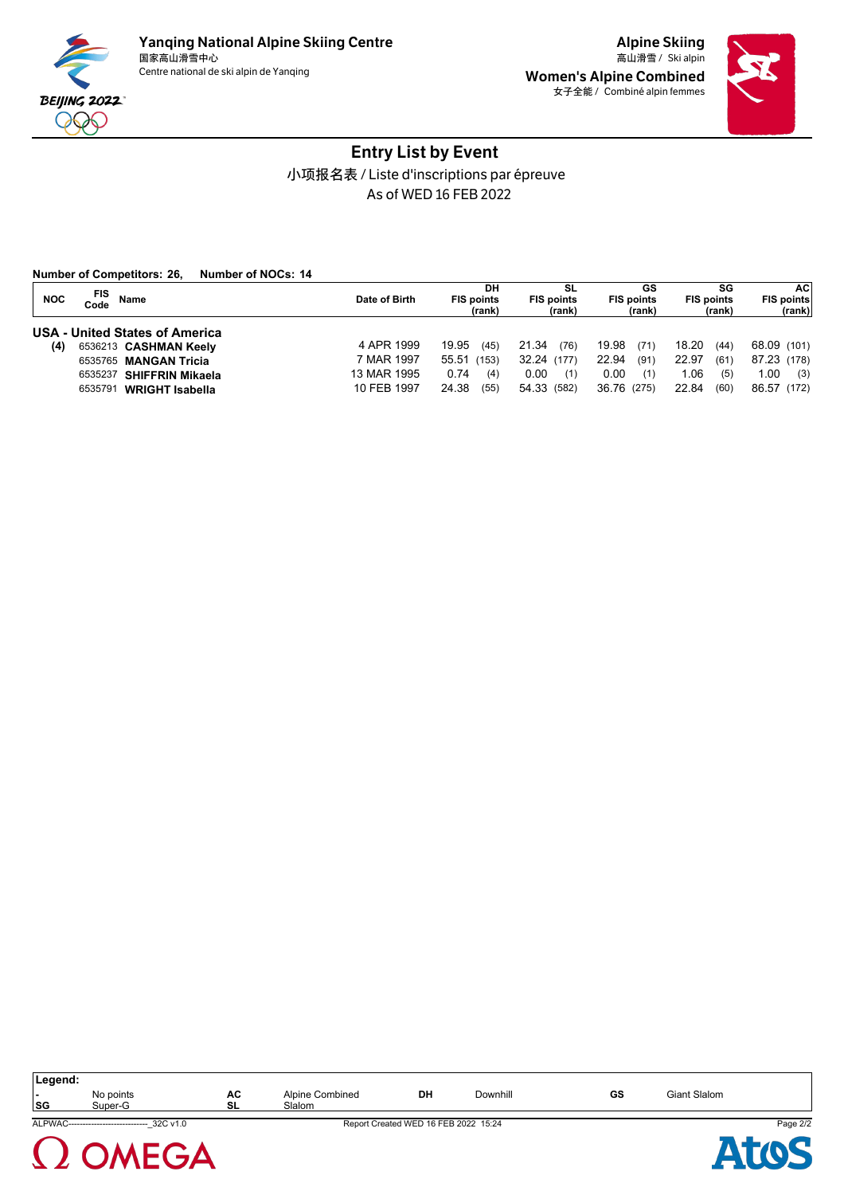# Entry List by Event

小项报名表 / Liste d'inscriptions par épreuve

As of WED 16 FEB 2022

**Number of Competitors: 26, Number of NOCs: 14**

| NOC | FIS Code | Name | Date of Birth | DH FIS points (rank) | SL FIS points (rank) | GS FIS points (rank) | SG FIS points (rank) | AC FIS points (rank) |
|---|---|---|---|---|---|---|---|---|
| **USA - United States of America** | | | | | | | | |
| **(4)** | 6536213 | **CASHMAN Keely** | 4 APR 1999 | 19.95 (45) | 21.34 (76) | 19.98 (71) | 18.20 (44) | 68.09 (101) |
| | 6535765 | **MANGAN Tricia** | 7 MAR 1997 | 55.51 (153) | 32.24 (177) | 22.94 (91) | 22.97 (61) | 87.23 (178) |
| | 6535237 | **SHIFFRIN Mikaela** | 13 MAR 1995 | 0.74 (4) | 0.00 (1) | 0.00 (1) | 1.06 (5) | 1.00 (3) |
| | 6535791 | **WRIGHT Isabella** | 10 FEB 1997 | 24.38 (55) | 54.33 (582) | 36.76 (275) | 22.84 (60) | 86.57 (172) |

**Legend:**

| | | | | | | | |
|---|---|---|---|---|---|---|---|
| - | No points | AC | Alpine Combined | DH | Downhill | GS | Giant Slalom |
| SG | Super-G | SL | Slalom | | | | |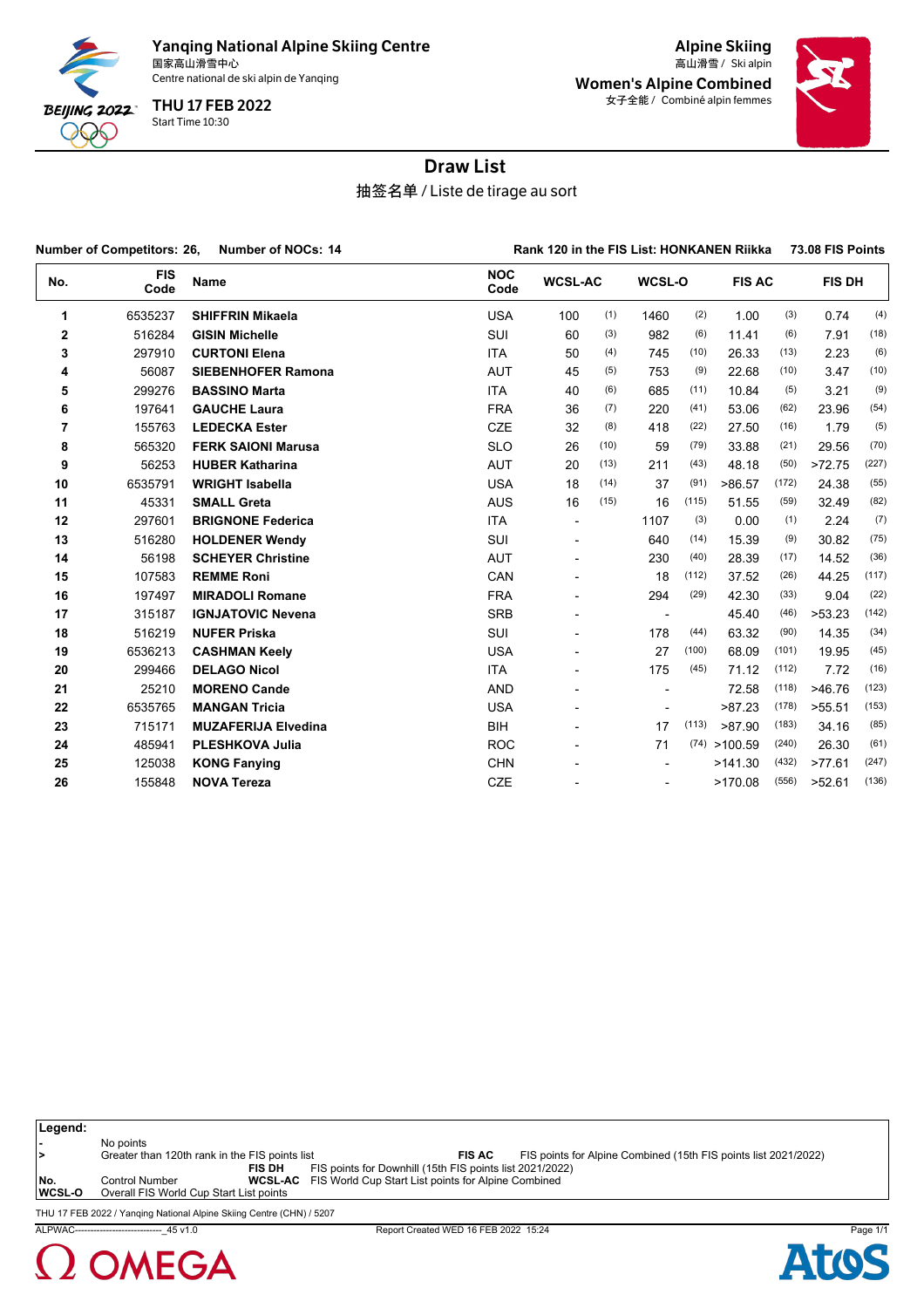**Yanqing National Alpine Skiing Centre**
国家高山滑雪中心
Centre national de ski alpin de Yanqing

**THU 17 FEB 2022**
Start Time 10:30

**Alpine Skiing**
高山滑雪 / Ski alpin

**Women's Alpine Combined**
女子全能 / Combiné alpin femmes

# Draw List

抽签名单 / Liste de tirage au sort

**Number of Competitors: 26, Number of NOCs: 14** — **Rank 120 in the FIS List: HONKANEN Riikka 73.08 FIS Points**

| No. | FIS Code | Name | NOC Code | WCSL-AC | | WCSL-O | | FIS AC | | FIS DH | |
|---|---|---|---|---|---|---|---|---|---|---|---|
| 1 | 6535237 | **SHIFFRIN Mikaela** | USA | 100 | (1) | 1460 | (2) | 1.00 | (3) | 0.74 | (4) |
| 2 | 516284 | **GISIN Michelle** | SUI | 60 | (3) | 982 | (6) | 11.41 | (6) | 7.91 | (18) |
| 3 | 297910 | **CURTONI Elena** | ITA | 50 | (4) | 745 | (10) | 26.33 | (13) | 2.23 | (6) |
| 4 | 56087 | **SIEBENHOFER Ramona** | AUT | 45 | (5) | 753 | (9) | 22.68 | (10) | 3.47 | (10) |
| 5 | 299276 | **BASSINO Marta** | ITA | 40 | (6) | 685 | (11) | 10.84 | (5) | 3.21 | (9) |
| 6 | 197641 | **GAUCHE Laura** | FRA | 36 | (7) | 220 | (41) | 53.06 | (62) | 23.96 | (54) |
| 7 | 155763 | **LEDECKA Ester** | CZE | 32 | (8) | 418 | (22) | 27.50 | (16) | 1.79 | (5) |
| 8 | 565320 | **FERK SAIONI Marusa** | SLO | 26 | (10) | 59 | (79) | 33.88 | (21) | 29.56 | (70) |
| 9 | 56253 | **HUBER Katharina** | AUT | 20 | (13) | 211 | (43) | 48.18 | (50) | >72.75 | (227) |
| 10 | 6535791 | **WRIGHT Isabella** | USA | 18 | (14) | 37 | (91) | >86.57 | (172) | 24.38 | (55) |
| 11 | 45331 | **SMALL Greta** | AUS | 16 | (15) | 16 | (115) | 51.55 | (59) | 32.49 | (82) |
| 12 | 297601 | **BRIGNONE Federica** | ITA | - | | 1107 | (3) | 0.00 | (1) | 2.24 | (7) |
| 13 | 516280 | **HOLDENER Wendy** | SUI | - | | 640 | (14) | 15.39 | (9) | 30.82 | (75) |
| 14 | 56198 | **SCHEYER Christine** | AUT | - | | 230 | (40) | 28.39 | (17) | 14.52 | (36) |
| 15 | 107583 | **REMME Roni** | CAN | - | | 18 | (112) | 37.52 | (26) | 44.25 | (117) |
| 16 | 197497 | **MIRADOLI Romane** | FRA | - | | 294 | (29) | 42.30 | (33) | 9.04 | (22) |
| 17 | 315187 | **IGNJATOVIC Nevena** | SRB | - | | - | | 45.40 | (46) | >53.23 | (142) |
| 18 | 516219 | **NUFER Priska** | SUI | - | | 178 | (44) | 63.32 | (90) | 14.35 | (34) |
| 19 | 6536213 | **CASHMAN Keely** | USA | - | | 27 | (100) | 68.09 | (101) | 19.95 | (45) |
| 20 | 299466 | **DELAGO Nicol** | ITA | - | | 175 | (45) | 71.12 | (112) | 7.72 | (16) |
| 21 | 25210 | **MORENO Cande** | AND | - | | - | | 72.58 | (118) | >46.76 | (123) |
| 22 | 6535765 | **MANGAN Tricia** | USA | - | | - | | >87.23 | (178) | >55.51 | (153) |
| 23 | 715171 | **MUZAFERIJA Elvedina** | BIH | - | | 17 | (113) | >87.90 | (183) | 34.16 | (85) |
| 24 | 485941 | **PLESHKOVA Julia** | ROC | - | | 71 | (74) | >100.59 | (240) | 26.30 | (61) |
| 25 | 125038 | **KONG Fanying** | CHN | - | | - | | >141.30 | (432) | >77.61 | (247) |
| 26 | 155848 | **NOVA Tereza** | CZE | - | | - | | >170.08 | (556) | >52.61 | (136) |

**Legend:**

- **-** No points
- **>** Greater than 120th rank in the FIS points list
- **FIS AC** FIS points for Alpine Combined (15th FIS points list 2021/2022)
- **FIS DH** FIS points for Downhill (15th FIS points list 2021/2022)
- **No.** Control Number
- **WCSL-AC** FIS World Cup Start List points for Alpine Combined
- **WCSL-O** Overall FIS World Cup Start List points

THU 17 FEB 2022 / Yanqing National Alpine Skiing Centre (CHN) / 5207

ALPWAC----------------------------_45 v1.0 — Report Created WED 16 FEB 2022 15:24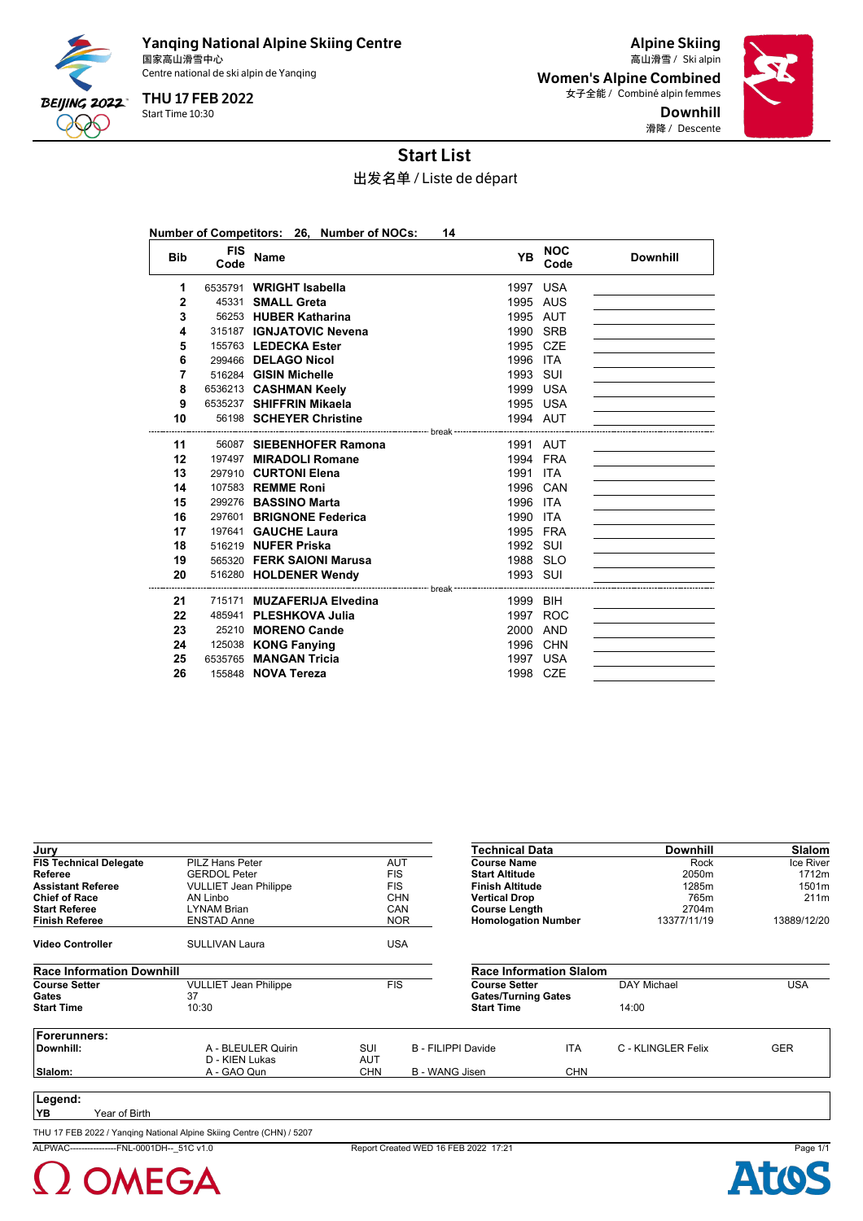# Yanqing National Alpine Skiing Centre

国家高山滑雪中心
Centre national de ski alpin de Yanqing

**THU 17 FEB 2022**
Start Time 10:30

**Alpine Skiing**
高山滑雪 / Ski alpin

**Women's Alpine Combined**
女子全能 / Combiné alpin femmes

**Downhill**
滑降 / Descente

## Start List

出发名单 / Liste de départ

**Number of Competitors: 26, Number of NOCs: 14**

| Bib | FIS Code | Name | YB | NOC Code | Downhill |
|---|---|---|---|---|---|
| 1 | 6535791 | **WRIGHT Isabella** | 1997 | USA | |
| 2 | 45331 | **SMALL Greta** | 1995 | AUS | |
| 3 | 56253 | **HUBER Katharina** | 1995 | AUT | |
| 4 | 315187 | **IGNJATOVIC Nevena** | 1990 | SRB | |
| 5 | 155763 | **LEDECKA Ester** | 1995 | CZE | |
| 6 | 299466 | **DELAGO Nicol** | 1996 | ITA | |
| 7 | 516284 | **GISIN Michelle** | 1993 | SUI | |
| 8 | 6536213 | **CASHMAN Keely** | 1999 | USA | |
| 9 | 6535237 | **SHIFFRIN Mikaela** | 1995 | USA | |
| 10 | 56198 | **SCHEYER Christine** | 1994 | AUT | |
| | | break | | | |
| 11 | 56087 | **SIEBENHOFER Ramona** | 1991 | AUT | |
| 12 | 197497 | **MIRADOLI Romane** | 1994 | FRA | |
| 13 | 297910 | **CURTONI Elena** | 1991 | ITA | |
| 14 | 107583 | **REMME Roni** | 1996 | CAN | |
| 15 | 299276 | **BASSINO Marta** | 1996 | ITA | |
| 16 | 297601 | **BRIGNONE Federica** | 1990 | ITA | |
| 17 | 197641 | **GAUCHE Laura** | 1995 | FRA | |
| 18 | 516219 | **NUFER Priska** | 1992 | SUI | |
| 19 | 565320 | **FERK SAIONI Marusa** | 1988 | SLO | |
| 20 | 516280 | **HOLDENER Wendy** | 1993 | SUI | |
| | | break | | | |
| 21 | 715171 | **MUZAFERIJA Elvedina** | 1999 | BIH | |
| 22 | 485941 | **PLESHKOVA Julia** | 1997 | ROC | |
| 23 | 25210 | **MORENO Cande** | 2000 | AND | |
| 24 | 125038 | **KONG Fanying** | 1996 | CHN | |
| 25 | 6535765 | **MANGAN Tricia** | 1997 | USA | |
| 26 | 155848 | **NOVA Tereza** | 1998 | CZE | |

| Jury | | |
|---|---|---|
| **FIS Technical Delegate** | PILZ Hans Peter | AUT |
| **Referee** | GERDOL Peter | FIS |
| **Assistant Referee** | VULLIET Jean Philippe | FIS |
| **Chief of Race** | AN Linbo | CHN |
| **Start Referee** | LYNAM Brian | CAN |
| **Finish Referee** | ENSTAD Anne | NOR |
| **Video Controller** | SULLIVAN Laura | USA |

| Technical Data | Downhill | Slalom |
|---|---|---|
| **Course Name** | Rock | Ice River |
| **Start Altitude** | 2050m | 1712m |
| **Finish Altitude** | 1285m | 1501m |
| **Vertical Drop** | 765m | 211m |
| **Course Length** | 2704m | |
| **Homologation Number** | 13377/11/19 | 13889/12/20 |

| Race Information Downhill | | |
|---|---|---|
| **Course Setter** | VULLIET Jean Philippe | FIS |
| **Gates** | 37 | |
| **Start Time** | 10:30 | |

| Race Information Slalom | | |
|---|---|---|
| **Course Setter** | DAY Michael | USA |
| **Gates/Turning Gates** | | |
| **Start Time** | 14:00 | |

**Forerunners:**

| | | | | | | |
|---|---|---|---|---|---|---|
| **Downhill:** | A - BLEULER Quirin | SUI | B - FILIPPI Davide | ITA | C - KLINGLER Felix | GER |
| | D - KIEN Lukas | AUT | | | | |
| **Slalom:** | A - GAO Qun | CHN | B - WANG Jisen | CHN | | |

**Legend:**
**YB** Year of Birth

THU 17 FEB 2022 / Yanqing National Alpine Skiing Centre (CHN) / 5207

ALPWAC----------------FNL-0001DH--_51C v1.0 Report Created WED 16 FEB 2022 17:21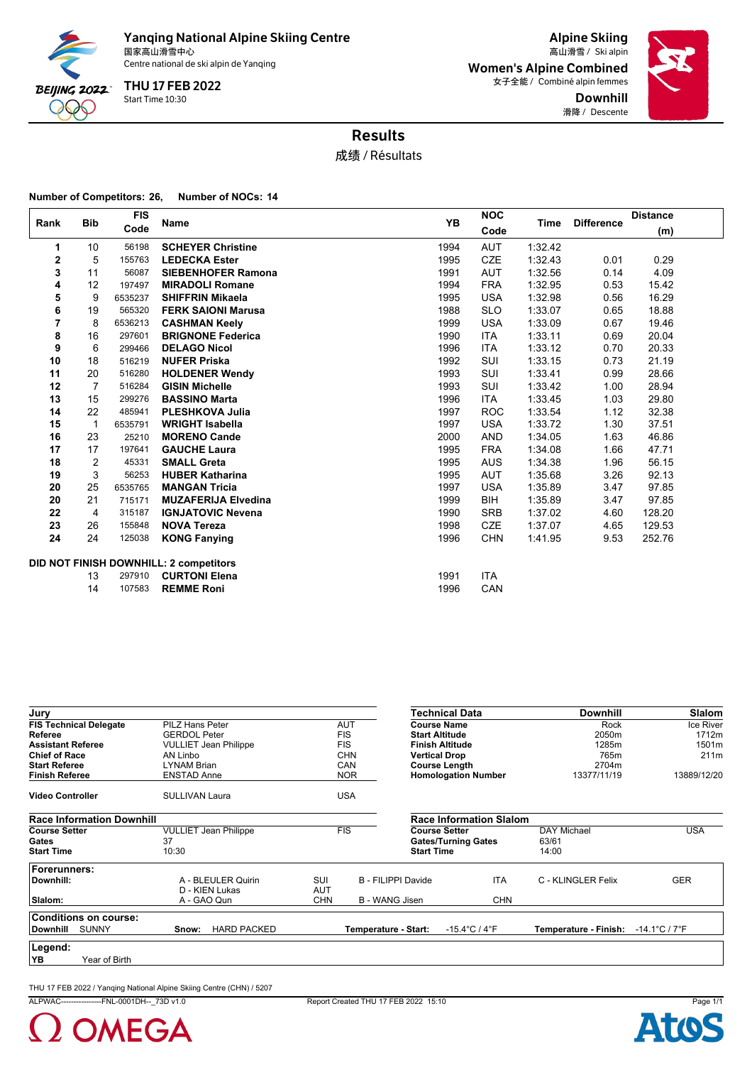**Yanqing National Alpine Skiing Centre**
国家高山滑雪中心
Centre national de ski alpin de Yanqing

**THU 17 FEB 2022**
Start Time 10:30

**Alpine Skiing**
高山滑雪 / Ski alpin

**Women's Alpine Combined**
女子全能 / Combiné alpin femmes

**Downhill**
滑降 / Descente

# Results

成绩 / Résultats

**Number of Competitors: 26, Number of NOCs: 14**

| Rank | Bib | FIS Code | Name | YB | NOC Code | Time | Difference | Distance (m) |
|---|---|---|---|---|---|---|---|---|
| 1 | 10 | 56198 | **SCHEYER Christine** | 1994 | AUT | 1:32.42 | | |
| 2 | 5 | 155763 | **LEDECKA Ester** | 1995 | CZE | 1:32.43 | 0.01 | 0.29 |
| 3 | 11 | 56087 | **SIEBENHOFER Ramona** | 1991 | AUT | 1:32.56 | 0.14 | 4.09 |
| 4 | 12 | 197497 | **MIRADOLI Romane** | 1994 | FRA | 1:32.95 | 0.53 | 15.42 |
| 5 | 9 | 6535237 | **SHIFFRIN Mikaela** | 1995 | USA | 1:32.98 | 0.56 | 16.29 |
| 6 | 19 | 565320 | **FERK SAIONI Marusa** | 1988 | SLO | 1:33.07 | 0.65 | 18.88 |
| 7 | 8 | 6536213 | **CASHMAN Keely** | 1999 | USA | 1:33.09 | 0.67 | 19.46 |
| 8 | 16 | 297601 | **BRIGNONE Federica** | 1990 | ITA | 1:33.11 | 0.69 | 20.04 |
| 9 | 6 | 299466 | **DELAGO Nicol** | 1996 | ITA | 1:33.12 | 0.70 | 20.33 |
| 10 | 18 | 516219 | **NUFER Priska** | 1992 | SUI | 1:33.15 | 0.73 | 21.19 |
| 11 | 20 | 516280 | **HOLDENER Wendy** | 1993 | SUI | 1:33.41 | 0.99 | 28.66 |
| 12 | 7 | 516284 | **GISIN Michelle** | 1993 | SUI | 1:33.42 | 1.00 | 28.94 |
| 13 | 15 | 299276 | **BASSINO Marta** | 1996 | ITA | 1:33.45 | 1.03 | 29.80 |
| 14 | 22 | 485941 | **PLESHKOVA Julia** | 1997 | ROC | 1:33.54 | 1.12 | 32.38 |
| 15 | 1 | 6535791 | **WRIGHT Isabella** | 1997 | USA | 1:33.72 | 1.30 | 37.51 |
| 16 | 23 | 25210 | **MORENO Cande** | 2000 | AND | 1:34.05 | 1.63 | 46.86 |
| 17 | 17 | 197641 | **GAUCHE Laura** | 1995 | FRA | 1:34.08 | 1.66 | 47.71 |
| 18 | 2 | 45331 | **SMALL Greta** | 1995 | AUS | 1:34.38 | 1.96 | 56.15 |
| 19 | 3 | 56253 | **HUBER Katharina** | 1995 | AUT | 1:35.68 | 3.26 | 92.13 |
| 20 | 25 | 6535765 | **MANGAN Tricia** | 1997 | USA | 1:35.89 | 3.47 | 97.85 |
| 20 | 21 | 715171 | **MUZAFERIJA Elvedina** | 1999 | BIH | 1:35.89 | 3.47 | 97.85 |
| 22 | 4 | 315187 | **IGNJATOVIC Nevena** | 1990 | SRB | 1:37.02 | 4.60 | 128.20 |
| 23 | 26 | 155848 | **NOVA Tereza** | 1998 | CZE | 1:37.07 | 4.65 | 129.53 |
| 24 | 24 | 125038 | **KONG Fanying** | 1996 | CHN | 1:41.95 | 9.53 | 252.76 |

**DID NOT FINISH DOWNHILL: 2 competitors**

| Bib | FIS Code | Name | YB | NOC Code |
|---|---|---|---|---|
| 13 | 297910 | **CURTONI Elena** | 1991 | ITA |
| 14 | 107583 | **REMME Roni** | 1996 | CAN |

| **Jury** | | |
|---|---|---|
| **FIS Technical Delegate** | PILZ Hans Peter | AUT |
| **Referee** | GERDOL Peter | FIS |
| **Assistant Referee** | VULLIET Jean Philippe | FIS |
| **Chief of Race** | AN Linbo | CHN |
| **Start Referee** | LYNAM Brian | CAN |
| **Finish Referee** | ENSTAD Anne | NOR |
| **Video Controller** | SULLIVAN Laura | USA |

| **Technical Data** | **Downhill** | **Slalom** |
|---|---|---|
| **Course Name** | Rock | Ice River |
| **Start Altitude** | 2050m | 1712m |
| **Finish Altitude** | 1285m | 1501m |
| **Vertical Drop** | 765m | 211m |
| **Course Length** | 2704m | |
| **Homologation Number** | 13377/11/19 | 13889/12/20 |

| **Race Information Downhill** | | |
|---|---|---|
| **Course Setter** | VULLIET Jean Philippe | FIS |
| **Gates** | 37 | |
| **Start Time** | 10:30 | |

| **Race Information Slalom** | | |
|---|---|---|
| **Course Setter** | DAY Michael | USA |
| **Gates/Turning Gates** | 63/61 | |
| **Start Time** | 14:00 | |

**Forerunners:**

| | | | | | | |
|---|---|---|---|---|---|---|
| **Downhill:** | A - BLEULER Quirin | SUI | B - FILIPPI Davide | ITA | C - KLINGLER Felix | GER |
| | D - KIEN Lukas | AUT | | | | |
| **Slalom:** | A - GAO Qun | CHN | B - WANG Jisen | CHN | | |

**Conditions on course:**

**Downhill** SUNNY **Snow:** HARD PACKED **Temperature - Start:** -15.4°C / 4°F **Temperature - Finish:** -14.1°C / 7°F

**Legend:**

**YB** Year of Birth

THU 17 FEB 2022 / Yanqing National Alpine Skiing Centre (CHN) / 5207

ALPWAC----------------FNL-0001DH--_73D v1.0 Report Created THU 17 FEB 2022 15:10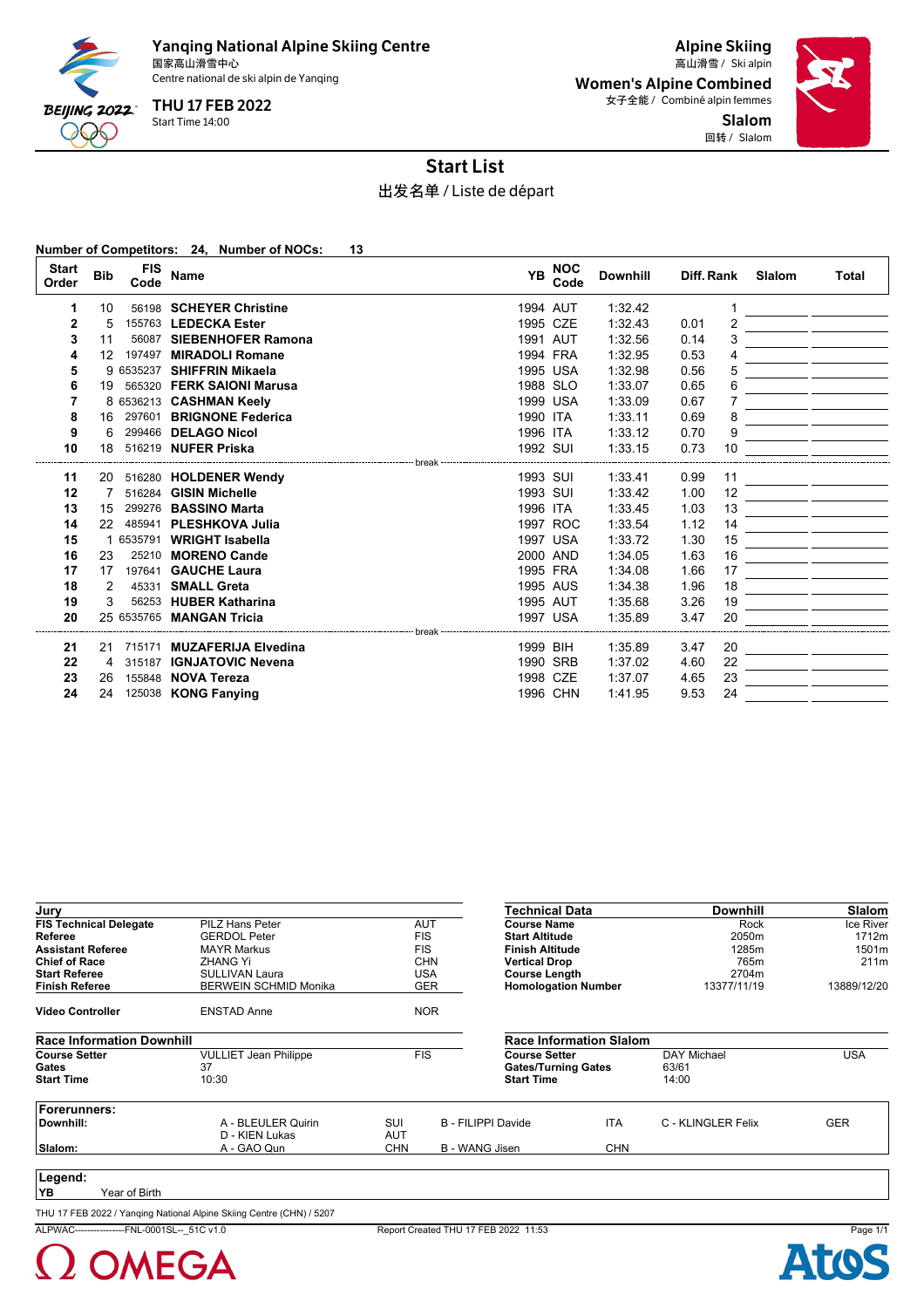Yanqing National Alpine Skiing Centre
国家高山滑雪中心
Centre national de ski alpin de Yanqing

THU 17 FEB 2022
Start Time 14:00

Alpine Skiing
高山滑雪 / Ski alpin

Women's Alpine Combined
女子全能 / Combiné alpin femmes

Slalom
回转 / Slalom

# Start List

出发名单 / Liste de départ

**Number of Competitors: 24, Number of NOCs: 13**

| Start Order | Bib | FIS Code | Name | YB | NOC Code | Downhill | Diff. | Rank | Slalom | Total |
|---|---|---|---|---|---|---|---|---|---|---|
| 1 | 10 | 56198 | **SCHEYER Christine** | 1994 | AUT | 1:32.42 | | 1 | | |
| 2 | 5 | 155763 | **LEDECKA Ester** | 1995 | CZE | 1:32.43 | 0.01 | 2 | | |
| 3 | 11 | 56087 | **SIEBENHOFER Ramona** | 1991 | AUT | 1:32.56 | 0.14 | 3 | | |
| 4 | 12 | 197497 | **MIRADOLI Romane** | 1994 | FRA | 1:32.95 | 0.53 | 4 | | |
| 5 | 9 | 6535237 | **SHIFFRIN Mikaela** | 1995 | USA | 1:32.98 | 0.56 | 5 | | |
| 6 | 19 | 565320 | **FERK SAIONI Marusa** | 1988 | SLO | 1:33.07 | 0.65 | 6 | | |
| 7 | 8 | 6536213 | **CASHMAN Keely** | 1999 | USA | 1:33.09 | 0.67 | 7 | | |
| 8 | 16 | 297601 | **BRIGNONE Federica** | 1990 | ITA | 1:33.11 | 0.69 | 8 | | |
| 9 | 6 | 299466 | **DELAGO Nicol** | 1996 | ITA | 1:33.12 | 0.70 | 9 | | |
| 10 | 18 | 516219 | **NUFER Priska** | 1992 | SUI | 1:33.15 | 0.73 | 10 | | |
| | | | break | | | | | | | |
| 11 | 20 | 516280 | **HOLDENER Wendy** | 1993 | SUI | 1:33.41 | 0.99 | 11 | | |
| 12 | 7 | 516284 | **GISIN Michelle** | 1993 | SUI | 1:33.42 | 1.00 | 12 | | |
| 13 | 15 | 299276 | **BASSINO Marta** | 1996 | ITA | 1:33.45 | 1.03 | 13 | | |
| 14 | 22 | 485941 | **PLESHKOVA Julia** | 1997 | ROC | 1:33.54 | 1.12 | 14 | | |
| 15 | 1 | 6535791 | **WRIGHT Isabella** | 1997 | USA | 1:33.72 | 1.30 | 15 | | |
| 16 | 23 | 25210 | **MORENO Cande** | 2000 | AND | 1:34.05 | 1.63 | 16 | | |
| 17 | 17 | 197641 | **GAUCHE Laura** | 1995 | FRA | 1:34.08 | 1.66 | 17 | | |
| 18 | 2 | 45331 | **SMALL Greta** | 1995 | AUS | 1:34.38 | 1.96 | 18 | | |
| 19 | 3 | 56253 | **HUBER Katharina** | 1995 | AUT | 1:35.68 | 3.26 | 19 | | |
| 20 | 25 | 6535765 | **MANGAN Tricia** | 1997 | USA | 1:35.89 | 3.47 | 20 | | |
| | | | break | | | | | | | |
| 21 | 21 | 715171 | **MUZAFERIJA Elvedina** | 1999 | BIH | 1:35.89 | 3.47 | 20 | | |
| 22 | 4 | 315187 | **IGNJATOVIC Nevena** | 1990 | SRB | 1:37.02 | 4.60 | 22 | | |
| 23 | 26 | 155848 | **NOVA Tereza** | 1998 | CZE | 1:37.07 | 4.65 | 23 | | |
| 24 | 24 | 125038 | **KONG Fanying** | 1996 | CHN | 1:41.95 | 9.53 | 24 | | |

| Jury | | |
|---|---|---|
| **FIS Technical Delegate** | PILZ Hans Peter | AUT |
| **Referee** | GERDOL Peter | FIS |
| **Assistant Referee** | MAYR Markus | FIS |
| **Chief of Race** | ZHANG Yi | CHN |
| **Start Referee** | SULLIVAN Laura | USA |
| **Finish Referee** | BERWEIN SCHMID Monika | GER |
| **Video Controller** | ENSTAD Anne | NOR |

| Technical Data | Downhill | Slalom |
|---|---|---|
| **Course Name** | Rock | Ice River |
| **Start Altitude** | 2050m | 1712m |
| **Finish Altitude** | 1285m | 1501m |
| **Vertical Drop** | 765m | 211m |
| **Course Length** | 2704m | |
| **Homologation Number** | 13377/11/19 | 13889/12/20 |

| Race Information Downhill | | |
|---|---|---|
| **Course Setter** | VULLIET Jean Philippe | FIS |
| **Gates** | 37 | |
| **Start Time** | 10:30 | |

| Race Information Slalom | | |
|---|---|---|
| **Course Setter** | DAY Michael | USA |
| **Gates/Turning Gates** | 63/61 | |
| **Start Time** | 14:00 | |

**Forerunners:**

| | | | | | | |
|---|---|---|---|---|---|---|
| **Downhill:** | A - BLEULER Quirin | SUI | B - FILIPPI Davide | ITA | C - KLINGLER Felix | GER |
| | D - KIEN Lukas | AUT | | | | |
| **Slalom:** | A - GAO Qun | CHN | B - WANG Jisen | CHN | | |

**Legend:**
**YB** Year of Birth

THU 17 FEB 2022 / Yanqing National Alpine Skiing Centre (CHN) / 5207

ALPWAC----------------FNL-0001SL--_51C v1.0 Report Created THU 17 FEB 2022 11:53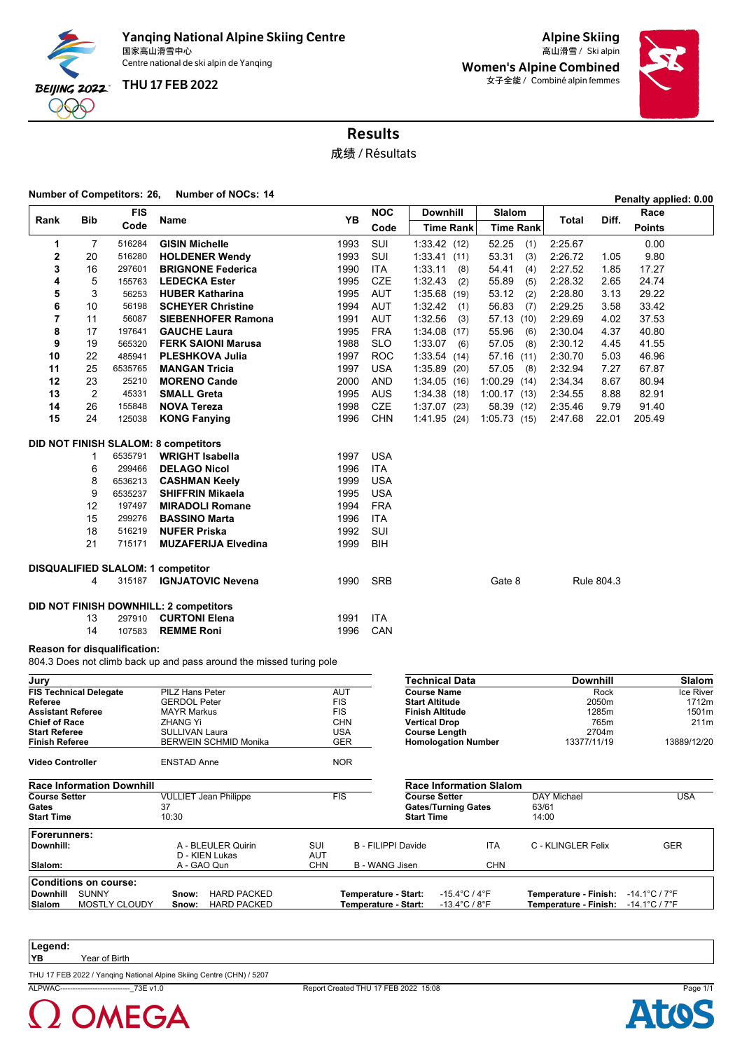**Yanqing National Alpine Skiing Centre**
国家高山滑雪中心
Centre national de ski alpin de Yanqing

**THU 17 FEB 2022**

**Alpine Skiing**
高山滑雪 / Ski alpin

**Women's Alpine Combined**
女子全能 / Combiné alpin femmes

# Results
成绩 / Résultats

**Number of Competitors: 26, Number of NOCs: 14**

**Penalty applied: 0.00**

| Rank | Bib | FIS Code | Name | YB | NOC Code | Downhill Time | Rank | Slalom Time | Rank | Total | Diff. | Race Points |
|---|---|---|---|---|---|---|---|---|---|---|---|---|
| 1 | 7 | 516284 | **GISIN Michelle** | 1993 | SUI | 1:33.42 | (12) | 52.25 | (1) | 2:25.67 | | 0.00 |
| 2 | 20 | 516280 | **HOLDENER Wendy** | 1993 | SUI | 1:33.41 | (11) | 53.31 | (3) | 2:26.72 | 1.05 | 9.80 |
| 3 | 16 | 297601 | **BRIGNONE Federica** | 1990 | ITA | 1:33.11 | (8) | 54.41 | (4) | 2:27.52 | 1.85 | 17.27 |
| 4 | 5 | 155763 | **LEDECKA Ester** | 1995 | CZE | 1:32.43 | (2) | 55.89 | (5) | 2:28.32 | 2.65 | 24.74 |
| 5 | 3 | 56253 | **HUBER Katharina** | 1995 | AUT | 1:35.68 | (19) | 53.12 | (2) | 2:28.80 | 3.13 | 29.22 |
| 6 | 10 | 56198 | **SCHEYER Christine** | 1994 | AUT | 1:32.42 | (1) | 56.83 | (7) | 2:29.25 | 3.58 | 33.42 |
| 7 | 11 | 56087 | **SIEBENHOFER Ramona** | 1991 | AUT | 1:32.56 | (3) | 57.13 | (10) | 2:29.69 | 4.02 | 37.53 |
| 8 | 17 | 197641 | **GAUCHE Laura** | 1995 | FRA | 1:34.08 | (17) | 55.96 | (6) | 2:30.04 | 4.37 | 40.80 |
| 9 | 19 | 565320 | **FERK SAIONI Marusa** | 1988 | SLO | 1:33.07 | (6) | 57.05 | (8) | 2:30.12 | 4.45 | 41.55 |
| 10 | 22 | 485941 | **PLESHKOVA Julia** | 1997 | ROC | 1:33.54 | (14) | 57.16 | (11) | 2:30.70 | 5.03 | 46.96 |
| 11 | 25 | 6535765 | **MANGAN Tricia** | 1997 | USA | 1:35.89 | (20) | 57.05 | (8) | 2:32.94 | 7.27 | 67.87 |
| 12 | 23 | 25210 | **MORENO Cande** | 2000 | AND | 1:34.05 | (16) | 1:00.29 | (14) | 2:34.34 | 8.67 | 80.94 |
| 13 | 2 | 45331 | **SMALL Greta** | 1995 | AUS | 1:34.38 | (18) | 1:00.17 | (13) | 2:34.55 | 8.88 | 82.91 |
| 14 | 26 | 155848 | **NOVA Tereza** | 1998 | CZE | 1:37.07 | (23) | 58.39 | (12) | 2:35.46 | 9.79 | 91.40 |
| 15 | 24 | 125038 | **KONG Fanying** | 1996 | CHN | 1:41.95 | (24) | 1:05.73 | (15) | 2:47.68 | 22.01 | 205.49 |
| **DID NOT FINISH SLALOM: 8 competitors** | | | | | | | | | | | | |
| | 1 | 6535791 | **WRIGHT Isabella** | 1997 | USA | | | | | | | |
| | 6 | 299466 | **DELAGO Nicol** | 1996 | ITA | | | | | | | |
| | 8 | 6536213 | **CASHMAN Keely** | 1999 | USA | | | | | | | |
| | 9 | 6535237 | **SHIFFRIN Mikaela** | 1995 | USA | | | | | | | |
| | 12 | 197497 | **MIRADOLI Romane** | 1994 | FRA | | | | | | | |
| | 15 | 299276 | **BASSINO Marta** | 1996 | ITA | | | | | | | |
| | 18 | 516219 | **NUFER Priska** | 1992 | SUI | | | | | | | |
| | 21 | 715171 | **MUZAFERIJA Elvedina** | 1999 | BIH | | | | | | | |
| **DISQUALIFIED SLALOM: 1 competitor** | | | | | | | | | | | | |
| | 4 | 315187 | **IGNJATOVIC Nevena** | 1990 | SRB | | | Gate 8 | | Rule 804.3 | | |
| **DID NOT FINISH DOWNHILL: 2 competitors** | | | | | | | | | | | | |
| | 13 | 297910 | **CURTONI Elena** | 1991 | ITA | | | | | | | |
| | 14 | 107583 | **REMME Roni** | 1996 | CAN | | | | | | | |

**Reason for disqualification:**
804.3 Does not climb back up and pass around the missed turing pole

| Jury | | |
|---|---|---|
| **FIS Technical Delegate** | PILZ Hans Peter | AUT |
| **Referee** | GERDOL Peter | FIS |
| **Assistant Referee** | MAYR Markus | FIS |
| **Chief of Race** | ZHANG Yi | CHN |
| **Start Referee** | SULLIVAN Laura | USA |
| **Finish Referee** | BERWEIN SCHMID Monika | GER |
| **Video Controller** | ENSTAD Anne | NOR |

| Technical Data | Downhill | Slalom |
|---|---|---|
| **Course Name** | Rock | Ice River |
| **Start Altitude** | 2050m | 1712m |
| **Finish Altitude** | 1285m | 1501m |
| **Vertical Drop** | 765m | 211m |
| **Course Length** | 2704m | |
| **Homologation Number** | 13377/11/19 | 13889/12/20 |

| Race Information Downhill | | |
|---|---|---|
| **Course Setter** | VULLIET Jean Philippe | FIS |
| **Gates** | 37 | |
| **Start Time** | 10:30 | |

| Race Information Slalom | | |
|---|---|---|
| **Course Setter** | DAY Michael | USA |
| **Gates/Turning Gates** | 63/61 | |
| **Start Time** | 14:00 | |

| Forerunners: | | | | | | |
|---|---|---|---|---|---|---|
| **Downhill:** | A - BLEULER Quirin | SUI | B - FILIPPI Davide | ITA | C - KLINGLER Felix | GER |
| | D - KIEN Lukas | AUT | | | | |
| **Slalom:** | A - GAO Qun | CHN | B - WANG Jisen | CHN | | |

| Conditions on course: | | | | | | |
|---|---|---|---|---|---|---|
| **Downhill** | SUNNY | **Snow:** HARD PACKED | **Temperature - Start:** | -15.4°C / 4°F | **Temperature - Finish:** | -14.1°C / 7°F |
| **Slalom** | MOSTLY CLOUDY | **Snow:** HARD PACKED | **Temperature - Start:** | -13.4°C / 8°F | **Temperature - Finish:** | -14.1°C / 7°F |

**Legend:**
**YB** Year of Birth

THU 17 FEB 2022 / Yanqing National Alpine Skiing Centre (CHN) / 5207

ALPWAC----------------------------_73E v1.0 Report Created THU 17 FEB 2022 15:08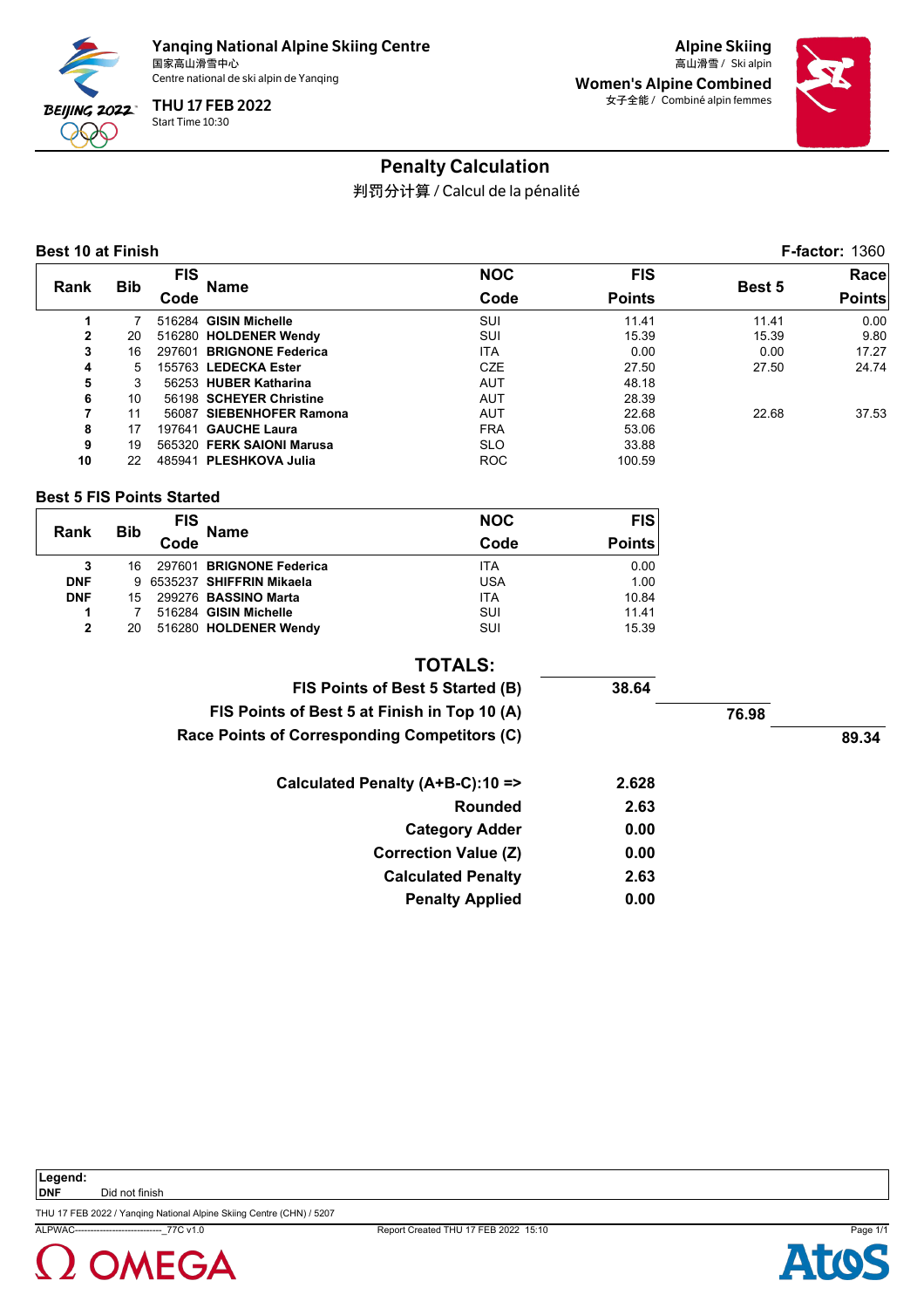Yanqing National Alpine Skiing Centre
国家高山滑雪中心
Centre national de ski alpin de Yanqing

THU 17 FEB 2022
Start Time 10:30

Alpine Skiing
高山滑雪 / Ski alpin

Women's Alpine Combined
女子全能 / Combiné alpin femmes

# Penalty Calculation

判罚分计算 / Calcul de la pénalité

**Best 10 at Finish** **F-factor:** 1360

| Rank | Bib | FIS Code | Name | NOC Code | FIS Points | Best 5 | Race Points |
|---|---|---|---|---|---|---|---|
| 1 | 7 | 516284 | **GISIN Michelle** | SUI | 11.41 | 11.41 | 0.00 |
| 2 | 20 | 516280 | **HOLDENER Wendy** | SUI | 15.39 | 15.39 | 9.80 |
| 3 | 16 | 297601 | **BRIGNONE Federica** | ITA | 0.00 | 0.00 | 17.27 |
| 4 | 5 | 155763 | **LEDECKA Ester** | CZE | 27.50 | 27.50 | 24.74 |
| 5 | 3 | 56253 | **HUBER Katharina** | AUT | 48.18 | | |
| 6 | 10 | 56198 | **SCHEYER Christine** | AUT | 28.39 | | |
| 7 | 11 | 56087 | **SIEBENHOFER Ramona** | AUT | 22.68 | 22.68 | 37.53 |
| 8 | 17 | 197641 | **GAUCHE Laura** | FRA | 53.06 | | |
| 9 | 19 | 565320 | **FERK SAIONI Marusa** | SLO | 33.88 | | |
| 10 | 22 | 485941 | **PLESHKOVA Julia** | ROC | 100.59 | | |

**Best 5 FIS Points Started**

| Rank | Bib | FIS Code | Name | NOC Code | FIS Points |
|---|---|---|---|---|---|
| 3 | 16 | 297601 | **BRIGNONE Federica** | ITA | 0.00 |
| DNF | 9 | 6535237 | **SHIFFRIN Mikaela** | USA | 1.00 |
| DNF | 15 | 299276 | **BASSINO Marta** | ITA | 10.84 |
| 1 | 7 | 516284 | **GISIN Michelle** | SUI | 11.41 |
| 2 | 20 | 516280 | **HOLDENER Wendy** | SUI | 15.39 |

**TOTALS:**

| | | | |
|---|---|---|---|
| **FIS Points of Best 5 Started (B)** | **38.64** | | |
| **FIS Points of Best 5 at Finish in Top 10 (A)** | | **76.98** | |
| **Race Points of Corresponding Competitors (C)** | | | **89.34** |

| | |
|---|---|
| **Calculated Penalty (A+B-C):10 =>** | **2.628** |
| **Rounded** | **2.63** |
| **Category Adder** | **0.00** |
| **Correction Value (Z)** | **0.00** |
| **Calculated Penalty** | **2.63** |
| **Penalty Applied** | **0.00** |

**Legend:**
**DNF** Did not finish

THU 17 FEB 2022 / Yanqing National Alpine Skiing Centre (CHN) / 5207
ALPWAC----------------------------_77C v1.0 Report Created THU 17 FEB 2022 15:10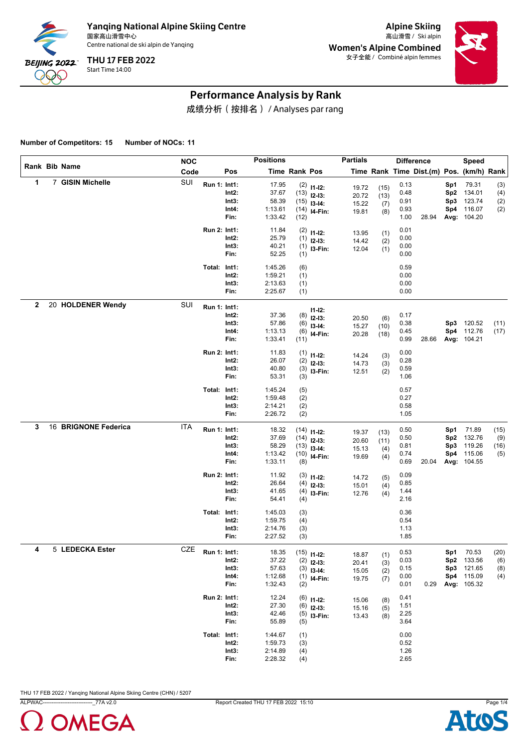**Yanqing National Alpine Skiing Centre**
国家高山滑雪中心
Centre national de ski alpin de Yanqing

**THU 17 FEB 2022**
Start Time 14:00

**Alpine Skiing**
高山滑雪 / Ski alpin

**Women's Alpine Combined**
女子全能 / Combiné alpin femmes

# Performance Analysis by Rank

成绩分析（按排名） / Analyses par rang

**Number of Competitors: 15** **Number of NOCs: 11**

| Rank | Bib | Name | NOC Code | | Pos | Time | Rank | Pos | Partials Time | Partials Rank | Difference Time | Dist.(m) | Pos. | Speed (km/h) | Rank |
|---|---|---|---|---|---|---|---|---|---|---|---|---|---|---|---|
| 1 | 7 | GISIN Michelle | SUI | Run 1: | Int1: | 17.95 | (2) | I1-I2: | 19.72 | (15) | 0.13 | | Sp1 | 79.31 | (3) |
| | | | | | Int2: | 37.67 | (13) | I2-I3: | 20.72 | (13) | 0.48 | | Sp2 | 134.01 | (4) |
| | | | | | Int3: | 58.39 | (15) | I3-I4: | 15.22 | (7) | 0.91 | | Sp3 | 123.74 | (2) |
| | | | | | Int4: | 1:13.61 | (14) | I4-Fin: | 19.81 | (8) | 0.93 | | Sp4 | 116.07 | (2) |
| | | | | | Fin: | 1:33.42 | (12) | | | | 1.00 | 28.94 | Avg: | 104.20 | |
| | | | | Run 2: | Int1: | 11.84 | (2) | I1-I2: | 13.95 | (1) | 0.01 | | | | |
| | | | | | Int2: | 25.79 | (1) | I2-I3: | 14.42 | (2) | 0.00 | | | | |
| | | | | | Int3: | 40.21 | (1) | I3-Fin: | 12.04 | (1) | 0.00 | | | | |
| | | | | | Fin: | 52.25 | (1) | | | | 0.00 | | | | |
| | | | | Total: | Int1: | 1:45.26 | (6) | | | | 0.59 | | | | |
| | | | | | Int2: | 1:59.21 | (1) | | | | 0.00 | | | | |
| | | | | | Int3: | 2:13.63 | (1) | | | | 0.00 | | | | |
| | | | | | Fin: | 2:25.67 | (1) | | | | 0.00 | | | | |
| 2 | 20 | HOLDENER Wendy | SUI | Run 1: | Int1: | | | I1-I2: | | | | | | | |
| | | | | | Int2: | 37.36 | (8) | I2-I3: | 20.50 | (6) | 0.17 | | | | |
| | | | | | Int3: | 57.86 | (6) | I3-I4: | 15.27 | (10) | 0.38 | | Sp3 | 120.52 | (11) |
| | | | | | Int4: | 1:13.13 | (6) | I4-Fin: | 20.28 | (18) | 0.45 | | Sp4 | 112.76 | (17) |
| | | | | | Fin: | 1:33.41 | (11) | | | | 0.99 | 28.66 | Avg: | 104.21 | |
| | | | | Run 2: | Int1: | 11.83 | (1) | I1-I2: | 14.24 | (3) | 0.00 | | | | |
| | | | | | Int2: | 26.07 | (2) | I2-I3: | 14.73 | (3) | 0.28 | | | | |
| | | | | | Int3: | 40.80 | (3) | I3-Fin: | 12.51 | (2) | 0.59 | | | | |
| | | | | | Fin: | 53.31 | (3) | | | | 1.06 | | | | |
| | | | | Total: | Int1: | 1:45.24 | (5) | | | | 0.57 | | | | |
| | | | | | Int2: | 1:59.48 | (2) | | | | 0.27 | | | | |
| | | | | | Int3: | 2:14.21 | (2) | | | | 0.58 | | | | |
| | | | | | Fin: | 2:26.72 | (2) | | | | 1.05 | | | | |
| 3 | 16 | BRIGNONE Federica | ITA | Run 1: | Int1: | 18.32 | (14) | I1-I2: | 19.37 | (13) | 0.50 | | Sp1 | 71.89 | (15) |
| | | | | | Int2: | 37.69 | (14) | I2-I3: | 20.60 | (11) | 0.50 | | Sp2 | 132.76 | (9) |
| | | | | | Int3: | 58.29 | (13) | I3-I4: | 15.13 | (4) | 0.81 | | Sp3 | 119.26 | (16) |
| | | | | | Int4: | 1:13.42 | (10) | I4-Fin: | 19.69 | (4) | 0.74 | | Sp4 | 115.06 | (5) |
| | | | | | Fin: | 1:33.11 | (8) | | | | 0.69 | 20.04 | Avg: | 104.55 | |
| | | | | Run 2: | Int1: | 11.92 | (3) | I1-I2: | 14.72 | (5) | 0.09 | | | | |
| | | | | | Int2: | 26.64 | (4) | I2-I3: | 15.01 | (4) | 0.85 | | | | |
| | | | | | Int3: | 41.65 | (4) | I3-Fin: | 12.76 | (4) | 1.44 | | | | |
| | | | | | Fin: | 54.41 | (4) | | | | 2.16 | | | | |
| | | | | Total: | Int1: | 1:45.03 | (3) | | | | 0.36 | | | | |
| | | | | | Int2: | 1:59.75 | (4) | | | | 0.54 | | | | |
| | | | | | Int3: | 2:14.76 | (3) | | | | 1.13 | | | | |
| | | | | | Fin: | 2:27.52 | (3) | | | | 1.85 | | | | |
| 4 | 5 | LEDECKA Ester | CZE | Run 1: | Int1: | 18.35 | (15) | I1-I2: | 18.87 | (1) | 0.53 | | Sp1 | 70.53 | (20) |
| | | | | | Int2: | 37.22 | (2) | I2-I3: | 20.41 | (3) | 0.03 | | Sp2 | 133.56 | (6) |
| | | | | | Int3: | 57.63 | (3) | I3-I4: | 15.05 | (2) | 0.15 | | Sp3 | 121.65 | (8) |
| | | | | | Int4: | 1:12.68 | (1) | I4-Fin: | 19.75 | (7) | 0.00 | | Sp4 | 115.09 | (4) |
| | | | | | Fin: | 1:32.43 | (2) | | | | 0.01 | 0.29 | Avg: | 105.32 | |
| | | | | Run 2: | Int1: | 12.24 | (6) | I1-I2: | 15.06 | (8) | 0.41 | | | | |
| | | | | | Int2: | 27.30 | (6) | I2-I3: | 15.16 | (5) | 1.51 | | | | |
| | | | | | Int3: | 42.46 | (5) | I3-Fin: | 13.43 | (8) | 2.25 | | | | |
| | | | | | Fin: | 55.89 | (5) | | | | 3.64 | | | | |
| | | | | Total: | Int1: | 1:44.67 | (1) | | | | 0.00 | | | | |
| | | | | | Int2: | 1:59.73 | (3) | | | | 0.52 | | | | |
| | | | | | Int3: | 2:14.89 | (4) | | | | 1.26 | | | | |
| | | | | | Fin: | 2:28.32 | (4) | | | | 2.65 | | | | |

THU 17 FEB 2022 / Yanqing National Alpine Skiing Centre (CHN) / 5207

ALPWAC---------------------------_77A v2.0 Report Created THU 17 FEB 2022 15:10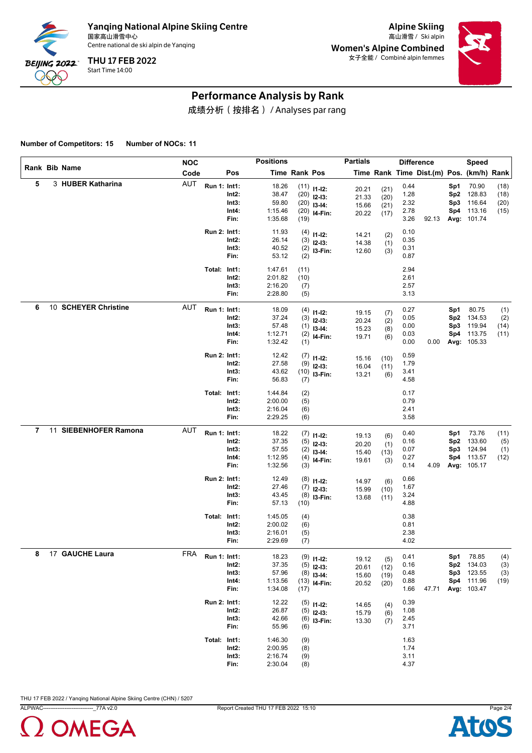# Yanqing National Alpine Skiing Centre

国家高山滑雪中心

Centre national de ski alpin de Yanqing

**THU 17 FEB 2022**

Start Time 14:00

**Alpine Skiing**

高山滑雪 / Ski alpin

**Women's Alpine Combined**

女子全能 / Combiné alpin femmes

## Performance Analysis by Rank

成绩分析（按排名）/ Analyses par rang

**Number of Competitors: 15 Number of NOCs: 11**

| Rank | Bib | Name | NOC Code | Run | Pos | Positions Time | Positions Rank | Partials Pos | Partials Time | Partials Rank | Difference Time | Difference Dist.(m) | Speed Pos. | Speed (km/h) | Speed Rank |
|---|---|---|---|---|---|---|---|---|---|---|---|---|---|---|---|
| 5 | 3 | HUBER Katharina | AUT | Run 1: | Int1: | 18.26 | (11) | I1-I2: | 20.21 | (21) | 0.44 | | Sp1 | 70.90 | (18) |
| | | | | | Int2: | 38.47 | (20) | I2-I3: | 21.33 | (20) | 1.28 | | Sp2 | 128.83 | (18) |
| | | | | | Int3: | 59.80 | (20) | I3-I4: | 15.66 | (21) | 2.32 | | Sp3 | 116.64 | (20) |
| | | | | | Int4: | 1:15.46 | (20) | I4-Fin: | 20.22 | (17) | 2.78 | | Sp4 | 113.16 | (15) |
| | | | | | Fin: | 1:35.68 | (19) | | | | 3.26 | 92.13 | Avg: | 101.74 | |
| | | | | Run 2: | Int1: | 11.93 | (4) | I1-I2: | 14.21 | (2) | 0.10 | | | | |
| | | | | | Int2: | 26.14 | (3) | I2-I3: | 14.38 | (1) | 0.35 | | | | |
| | | | | | Int3: | 40.52 | (2) | I3-Fin: | 12.60 | (3) | 0.31 | | | | |
| | | | | | Fin: | 53.12 | (2) | | | | 0.87 | | | | |
| | | | | Total: | Int1: | 1:47.61 | (11) | | | | 2.94 | | | | |
| | | | | | Int2: | 2:01.82 | (10) | | | | 2.61 | | | | |
| | | | | | Int3: | 2:16.20 | (7) | | | | 2.57 | | | | |
| | | | | | Fin: | 2:28.80 | (5) | | | | 3.13 | | | | |
| 6 | 10 | SCHEYER Christine | AUT | Run 1: | Int1: | 18.09 | (4) | I1-I2: | 19.15 | (7) | 0.27 | | Sp1 | 80.75 | (1) |
| | | | | | Int2: | 37.24 | (3) | I2-I3: | 20.24 | (2) | 0.05 | | Sp2 | 134.53 | (2) |
| | | | | | Int3: | 57.48 | (1) | I3-I4: | 15.23 | (8) | 0.00 | | Sp3 | 119.94 | (14) |
| | | | | | Int4: | 1:12.71 | (2) | I4-Fin: | 19.71 | (6) | 0.03 | | Sp4 | 113.75 | (11) |
| | | | | | Fin: | 1:32.42 | (1) | | | | 0.00 | 0.00 | Avg: | 105.33 | |
| | | | | Run 2: | Int1: | 12.42 | (7) | I1-I2: | 15.16 | (10) | 0.59 | | | | |
| | | | | | Int2: | 27.58 | (9) | I2-I3: | 16.04 | (11) | 1.79 | | | | |
| | | | | | Int3: | 43.62 | (10) | I3-Fin: | 13.21 | (6) | 3.41 | | | | |
| | | | | | Fin: | 56.83 | (7) | | | | 4.58 | | | | |
| | | | | Total: | Int1: | 1:44.84 | (2) | | | | 0.17 | | | | |
| | | | | | Int2: | 2:00.00 | (5) | | | | 0.79 | | | | |
| | | | | | Int3: | 2:16.04 | (6) | | | | 2.41 | | | | |
| | | | | | Fin: | 2:29.25 | (6) | | | | 3.58 | | | | |
| 7 | 11 | SIEBENHOFER Ramona | AUT | Run 1: | Int1: | 18.22 | (7) | I1-I2: | 19.13 | (6) | 0.40 | | Sp1 | 73.76 | (11) |
| | | | | | Int2: | 37.35 | (5) | I2-I3: | 20.20 | (1) | 0.16 | | Sp2 | 133.60 | (5) |
| | | | | | Int3: | 57.55 | (2) | I3-I4: | 15.40 | (13) | 0.07 | | Sp3 | 124.94 | (1) |
| | | | | | Int4: | 1:12.95 | (4) | I4-Fin: | 19.61 | (3) | 0.27 | | Sp4 | 113.57 | (12) |
| | | | | | Fin: | 1:32.56 | (3) | | | | 0.14 | 4.09 | Avg: | 105.17 | |
| | | | | Run 2: | Int1: | 12.49 | (8) | I1-I2: | 14.97 | (6) | 0.66 | | | | |
| | | | | | Int2: | 27.46 | (7) | I2-I3: | 15.99 | (10) | 1.67 | | | | |
| | | | | | Int3: | 43.45 | (8) | I3-Fin: | 13.68 | (11) | 3.24 | | | | |
| | | | | | Fin: | 57.13 | (10) | | | | 4.88 | | | | |
| | | | | Total: | Int1: | 1:45.05 | (4) | | | | 0.38 | | | | |
| | | | | | Int2: | 2:00.02 | (6) | | | | 0.81 | | | | |
| | | | | | Int3: | 2:16.01 | (5) | | | | 2.38 | | | | |
| | | | | | Fin: | 2:29.69 | (7) | | | | 4.02 | | | | |
| 8 | 17 | GAUCHE Laura | FRA | Run 1: | Int1: | 18.23 | (9) | I1-I2: | 19.12 | (5) | 0.41 | | Sp1 | 78.85 | (4) |
| | | | | | Int2: | 37.35 | (5) | I2-I3: | 20.61 | (12) | 0.16 | | Sp2 | 134.03 | (3) |
| | | | | | Int3: | 57.96 | (8) | I3-I4: | 15.60 | (19) | 0.48 | | Sp3 | 123.55 | (3) |
| | | | | | Int4: | 1:13.56 | (13) | I4-Fin: | 20.52 | (20) | 0.88 | | Sp4 | 111.96 | (19) |
| | | | | | Fin: | 1:34.08 | (17) | | | | 1.66 | 47.71 | Avg: | 103.47 | |
| | | | | Run 2: | Int1: | 12.22 | (5) | I1-I2: | 14.65 | (4) | 0.39 | | | | |
| | | | | | Int2: | 26.87 | (5) | I2-I3: | 15.79 | (6) | 1.08 | | | | |
| | | | | | Int3: | 42.66 | (6) | I3-Fin: | 13.30 | (7) | 2.45 | | | | |
| | | | | | Fin: | 55.96 | (6) | | | | 3.71 | | | | |
| | | | | Total: | Int1: | 1:46.30 | (9) | | | | 1.63 | | | | |
| | | | | | Int2: | 2:00.95 | (8) | | | | 1.74 | | | | |
| | | | | | Int3: | 2:16.74 | (9) | | | | 3.11 | | | | |
| | | | | | Fin: | 2:30.04 | (8) | | | | 4.37 | | | | |

THU 17 FEB 2022 / Yanqing National Alpine Skiing Centre (CHN) / 5207

ALPWAC---------------------------_77A v2.0 Report Created THU 17 FEB 2022 15:10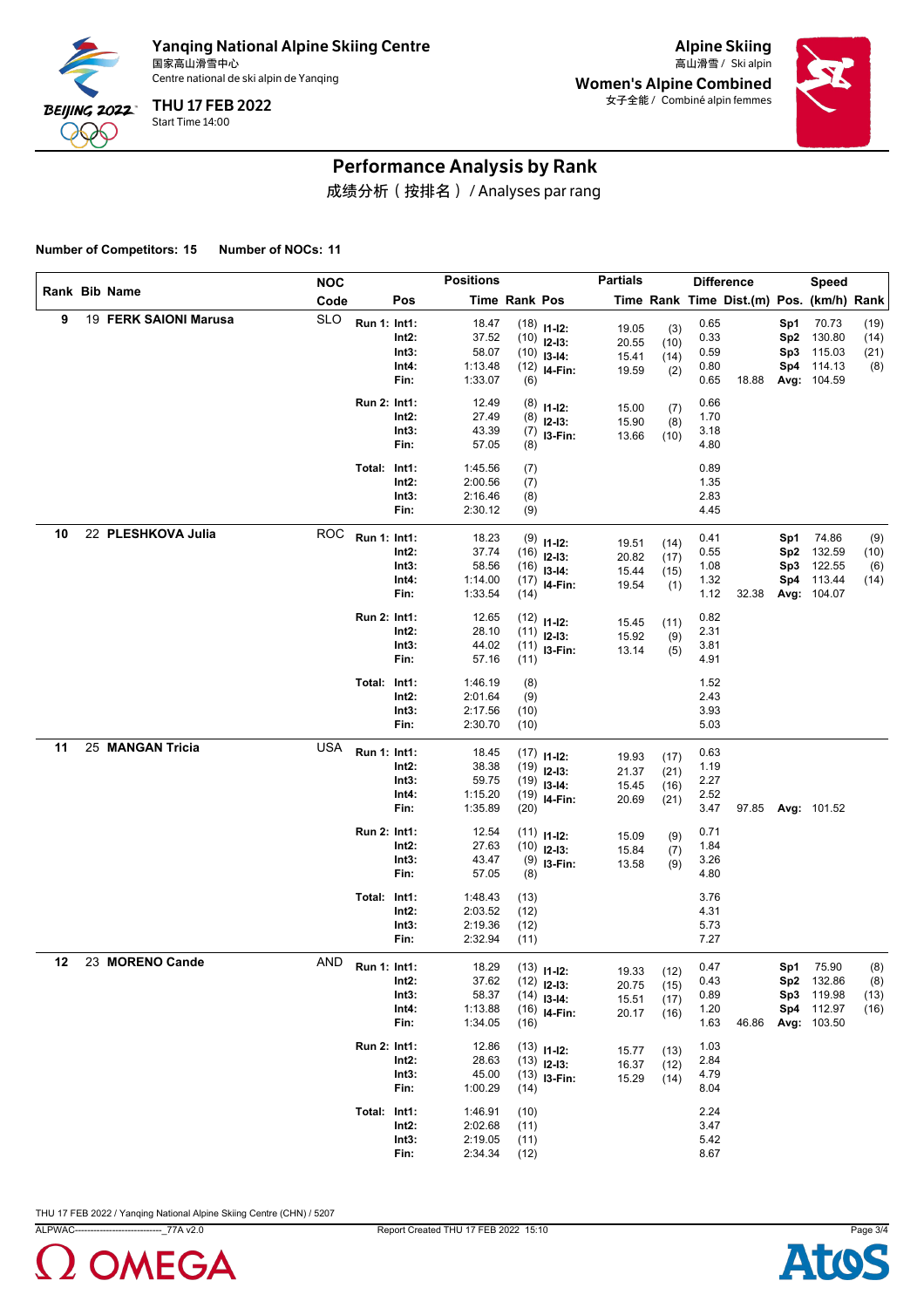Yanqing National Alpine Skiing Centre
国家高山滑雪中心
Centre national de ski alpin de Yanqing

THU 17 FEB 2022
Start Time 14:00

Alpine Skiing
高山滑雪 / Ski alpin

Women's Alpine Combined
女子全能 / Combiné alpin femmes

# Performance Analysis by Rank
成绩分析（按排名） / Analyses par rang

**Number of Competitors: 15** **Number of NOCs: 11**

| Rank | Bib | Name | NOC Code | | Pos | Time | Rank | Pos | Partials Time | Rank | Difference Time | Dist.(m) | Pos. | Speed (km/h) | Rank |
|---|---|---|---|---|---|---|---|---|---|---|---|---|---|---|---|
| 9 | 19 | **FERK SAIONI Marusa** | SLO | Run 1: | Int1: | 18.47 | (18) | I1-I2: | 19.05 | (3) | 0.65 | | Sp1 | 70.73 | (19) |
| | | | | | Int2: | 37.52 | (10) | I2-I3: | 20.55 | (10) | 0.33 | | Sp2 | 130.80 | (14) |
| | | | | | Int3: | 58.07 | (10) | I3-I4: | 15.41 | (14) | 0.59 | | Sp3 | 115.03 | (21) |
| | | | | | Int4: | 1:13.48 | (12) | I4-Fin: | 19.59 | (2) | 0.80 | | Sp4 | 114.13 | (8) |
| | | | | | Fin: | 1:33.07 | (6) | | | | 0.65 | 18.88 | Avg: | 104.59 | |
| | | | | Run 2: | Int1: | 12.49 | (8) | I1-I2: | 15.00 | (7) | 0.66 | | | | |
| | | | | | Int2: | 27.49 | (8) | I2-I3: | 15.90 | (8) | 1.70 | | | | |
| | | | | | Int3: | 43.39 | (7) | I3-Fin: | 13.66 | (10) | 3.18 | | | | |
| | | | | | Fin: | 57.05 | (8) | | | | 4.80 | | | | |
| | | | | Total: | Int1: | 1:45.56 | (7) | | | | 0.89 | | | | |
| | | | | | Int2: | 2:00.56 | (7) | | | | 1.35 | | | | |
| | | | | | Int3: | 2:16.46 | (8) | | | | 2.83 | | | | |
| | | | | | Fin: | 2:30.12 | (9) | | | | 4.45 | | | | |
| 10 | 22 | **PLESHKOVA Julia** | ROC | Run 1: | Int1: | 18.23 | (9) | I1-I2: | 19.51 | (14) | 0.41 | | Sp1 | 74.86 | (9) |
| | | | | | Int2: | 37.74 | (16) | I2-I3: | 20.82 | (17) | 0.55 | | Sp2 | 132.59 | (10) |
| | | | | | Int3: | 58.56 | (16) | I3-I4: | 15.44 | (15) | 1.08 | | Sp3 | 122.55 | (6) |
| | | | | | Int4: | 1:14.00 | (17) | I4-Fin: | 19.54 | (1) | 1.32 | | Sp4 | 113.44 | (14) |
| | | | | | Fin: | 1:33.54 | (14) | | | | 1.12 | 32.38 | Avg: | 104.07 | |
| | | | | Run 2: | Int1: | 12.65 | (12) | I1-I2: | 15.45 | (11) | 0.82 | | | | |
| | | | | | Int2: | 28.10 | (11) | I2-I3: | 15.92 | (9) | 2.31 | | | | |
| | | | | | Int3: | 44.02 | (11) | I3-Fin: | 13.14 | (5) | 3.81 | | | | |
| | | | | | Fin: | 57.16 | (11) | | | | 4.91 | | | | |
| | | | | Total: | Int1: | 1:46.19 | (8) | | | | 1.52 | | | | |
| | | | | | Int2: | 2:01.64 | (9) | | | | 2.43 | | | | |
| | | | | | Int3: | 2:17.56 | (10) | | | | 3.93 | | | | |
| | | | | | Fin: | 2:30.70 | (10) | | | | 5.03 | | | | |
| 11 | 25 | **MANGAN Tricia** | USA | Run 1: | Int1: | 18.45 | (17) | I1-I2: | 19.93 | (17) | 0.63 | | | | |
| | | | | | Int2: | 38.38 | (19) | I2-I3: | 21.37 | (21) | 1.19 | | | | |
| | | | | | Int3: | 59.75 | (19) | I3-I4: | 15.45 | (16) | 2.27 | | | | |
| | | | | | Int4: | 1:15.20 | (19) | I4-Fin: | 20.69 | (21) | 2.52 | | | | |
| | | | | | Fin: | 1:35.89 | (20) | | | | 3.47 | 97.85 | Avg: | 101.52 | |
| | | | | Run 2: | Int1: | 12.54 | (11) | I1-I2: | 15.09 | (9) | 0.71 | | | | |
| | | | | | Int2: | 27.63 | (10) | I2-I3: | 15.84 | (7) | 1.84 | | | | |
| | | | | | Int3: | 43.47 | (9) | I3-Fin: | 13.58 | (9) | 3.26 | | | | |
| | | | | | Fin: | 57.05 | (8) | | | | 4.80 | | | | |
| | | | | Total: | Int1: | 1:48.43 | (13) | | | | 3.76 | | | | |
| | | | | | Int2: | 2:03.52 | (12) | | | | 4.31 | | | | |
| | | | | | Int3: | 2:19.36 | (12) | | | | 5.73 | | | | |
| | | | | | Fin: | 2:32.94 | (11) | | | | 7.27 | | | | |
| 12 | 23 | **MORENO Cande** | AND | Run 1: | Int1: | 18.29 | (13) | I1-I2: | 19.33 | (12) | 0.47 | | Sp1 | 75.90 | (8) |
| | | | | | Int2: | 37.62 | (12) | I2-I3: | 20.75 | (15) | 0.43 | | Sp2 | 132.86 | (8) |
| | | | | | Int3: | 58.37 | (14) | I3-I4: | 15.51 | (17) | 0.89 | | Sp3 | 119.98 | (13) |
| | | | | | Int4: | 1:13.88 | (16) | I4-Fin: | 20.17 | (16) | 1.20 | | Sp4 | 112.97 | (16) |
| | | | | | Fin: | 1:34.05 | (16) | | | | 1.63 | 46.86 | Avg: | 103.50 | |
| | | | | Run 2: | Int1: | 12.86 | (13) | I1-I2: | 15.77 | (13) | 1.03 | | | | |
| | | | | | Int2: | 28.63 | (13) | I2-I3: | 16.37 | (12) | 2.84 | | | | |
| | | | | | Int3: | 45.00 | (13) | I3-Fin: | 15.29 | (14) | 4.79 | | | | |
| | | | | | Fin: | 1:00.29 | (14) | | | | 8.04 | | | | |
| | | | | Total: | Int1: | 1:46.91 | (10) | | | | 2.24 | | | | |
| | | | | | Int2: | 2:02.68 | (11) | | | | 3.47 | | | | |
| | | | | | Int3: | 2:19.05 | (11) | | | | 5.42 | | | | |
| | | | | | Fin: | 2:34.34 | (12) | | | | 8.67 | | | | |

THU 17 FEB 2022 / Yanqing National Alpine Skiing Centre (CHN) / 5207

ALPWAC----------------------------_77A v2.0 Report Created THU 17 FEB 2022 15:10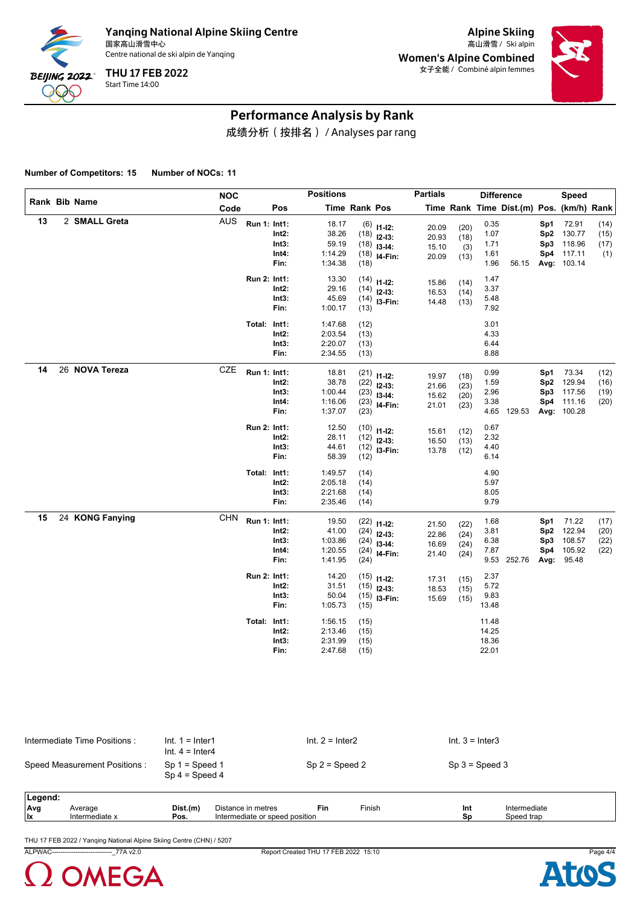# Yanqing National Alpine Skiing Centre

国家高山滑雪中心
Centre national de ski alpin de Yanqing

**THU 17 FEB 2022**
Start Time 14:00

**Alpine Skiing**
高山滑雪 / Ski alpin

**Women's Alpine Combined**
女子全能 / Combiné alpin femmes

## Performance Analysis by Rank

成绩分析（按排名） / Analyses par rang

**Number of Competitors: 15** **Number of NOCs: 11**

| Rank | Bib | Name | NOC Code | | Pos | Positions Time | Rank | Pos | Partials Time | Rank | Difference Time | Dist.(m) | Pos. | Speed (km/h) | Rank |
|---|---|---|---|---|---|---|---|---|---|---|---|---|---|---|---|
| 13 | 2 | SMALL Greta | AUS | Run 1: | Int1: | 18.17 | (6) | I1-I2: | 20.09 | (20) | 0.35 | | Sp1 | 72.91 | (14) |
| | | | | | Int2: | 38.26 | (18) | I2-I3: | 20.93 | (18) | 1.07 | | Sp2 | 130.77 | (15) |
| | | | | | Int3: | 59.19 | (18) | I3-I4: | 15.10 | (3) | 1.71 | | Sp3 | 118.96 | (17) |
| | | | | | Int4: | 1:14.29 | (18) | I4-Fin: | 20.09 | (13) | 1.61 | | Sp4 | 117.11 | (1) |
| | | | | | Fin: | 1:34.38 | (18) | | | | 1.96 | 56.15 | Avg: | 103.14 | |
| | | | | Run 2: | Int1: | 13.30 | (14) | I1-I2: | 15.86 | (14) | 1.47 | | | | |
| | | | | | Int2: | 29.16 | (14) | I2-I3: | 16.53 | (14) | 3.37 | | | | |
| | | | | | Int3: | 45.69 | (14) | I3-Fin: | 14.48 | (13) | 5.48 | | | | |
| | | | | | Fin: | 1:00.17 | (13) | | | | 7.92 | | | | |
| | | | | Total: | Int1: | 1:47.68 | (12) | | | | 3.01 | | | | |
| | | | | | Int2: | 2:03.54 | (13) | | | | 4.33 | | | | |
| | | | | | Int3: | 2:20.07 | (13) | | | | 6.44 | | | | |
| | | | | | Fin: | 2:34.55 | (13) | | | | 8.88 | | | | |
| 14 | 26 | NOVA Tereza | CZE | Run 1: | Int1: | 18.81 | (21) | I1-I2: | 19.97 | (18) | 0.99 | | Sp1 | 73.34 | (12) |
| | | | | | Int2: | 38.78 | (22) | I2-I3: | 21.66 | (23) | 1.59 | | Sp2 | 129.94 | (16) |
| | | | | | Int3: | 1:00.44 | (23) | I3-I4: | 15.62 | (20) | 2.96 | | Sp3 | 117.56 | (19) |
| | | | | | Int4: | 1:16.06 | (23) | I4-Fin: | 21.01 | (23) | 3.38 | | Sp4 | 111.16 | (20) |
| | | | | | Fin: | 1:37.07 | (23) | | | | 4.65 | 129.53 | Avg: | 100.28 | |
| | | | | Run 2: | Int1: | 12.50 | (10) | I1-I2: | 15.61 | (12) | 0.67 | | | | |
| | | | | | Int2: | 28.11 | (12) | I2-I3: | 16.50 | (13) | 2.32 | | | | |
| | | | | | Int3: | 44.61 | (12) | I3-Fin: | 13.78 | (12) | 4.40 | | | | |
| | | | | | Fin: | 58.39 | (12) | | | | 6.14 | | | | |
| | | | | Total: | Int1: | 1:49.57 | (14) | | | | 4.90 | | | | |
| | | | | | Int2: | 2:05.18 | (14) | | | | 5.97 | | | | |
| | | | | | Int3: | 2:21.68 | (14) | | | | 8.05 | | | | |
| | | | | | Fin: | 2:35.46 | (14) | | | | 9.79 | | | | |
| 15 | 24 | KONG Fanying | CHN | Run 1: | Int1: | 19.50 | (22) | I1-I2: | 21.50 | (22) | 1.68 | | Sp1 | 71.22 | (17) |
| | | | | | Int2: | 41.00 | (24) | I2-I3: | 22.86 | (24) | 3.81 | | Sp2 | 122.94 | (20) |
| | | | | | Int3: | 1:03.86 | (24) | I3-I4: | 16.69 | (24) | 6.38 | | Sp3 | 108.57 | (22) |
| | | | | | Int4: | 1:20.55 | (24) | I4-Fin: | 21.40 | (24) | 7.87 | | Sp4 | 105.92 | (22) |
| | | | | | Fin: | 1:41.95 | (24) | | | | 9.53 | 252.76 | Avg: | 95.48 | |
| | | | | Run 2: | Int1: | 14.20 | (15) | I1-I2: | 17.31 | (15) | 2.37 | | | | |
| | | | | | Int2: | 31.51 | (15) | I2-I3: | 18.53 | (15) | 5.72 | | | | |
| | | | | | Int3: | 50.04 | (15) | I3-Fin: | 15.69 | (15) | 9.83 | | | | |
| | | | | | Fin: | 1:05.73 | (15) | | | | 13.48 | | | | |
| | | | | Total: | Int1: | 1:56.15 | (15) | | | | 11.48 | | | | |
| | | | | | Int2: | 2:13.46 | (15) | | | | 14.25 | | | | |
| | | | | | Int3: | 2:31.99 | (15) | | | | 18.36 | | | | |
| | | | | | Fin: | 2:47.68 | (15) | | | | 22.01 | | | | |

Intermediate Time Positions : Int. 1 = Inter1, Int. 4 = Inter4, Int. 2 = Inter2, Int. 3 = Inter3

Speed Measurement Positions : Sp 1 = Speed 1, Sp 4 = Speed 4, Sp 2 = Speed 2, Sp 3 = Speed 3

**Legend:**

| | | | | | | | |
|---|---|---|---|---|---|---|---|
| Avg | Average | Dist.(m) | Distance in metres | Fin | Finish | Int | Intermediate |
| Ix | Intermediate x | Pos. | Intermediate or speed position | | | Sp | Speed trap |

THU 17 FEB 2022 / Yanqing National Alpine Skiing Centre (CHN) / 5207

ALPWAC---------------------------_77A v2.0 Report Created THU 17 FEB 2022 15:10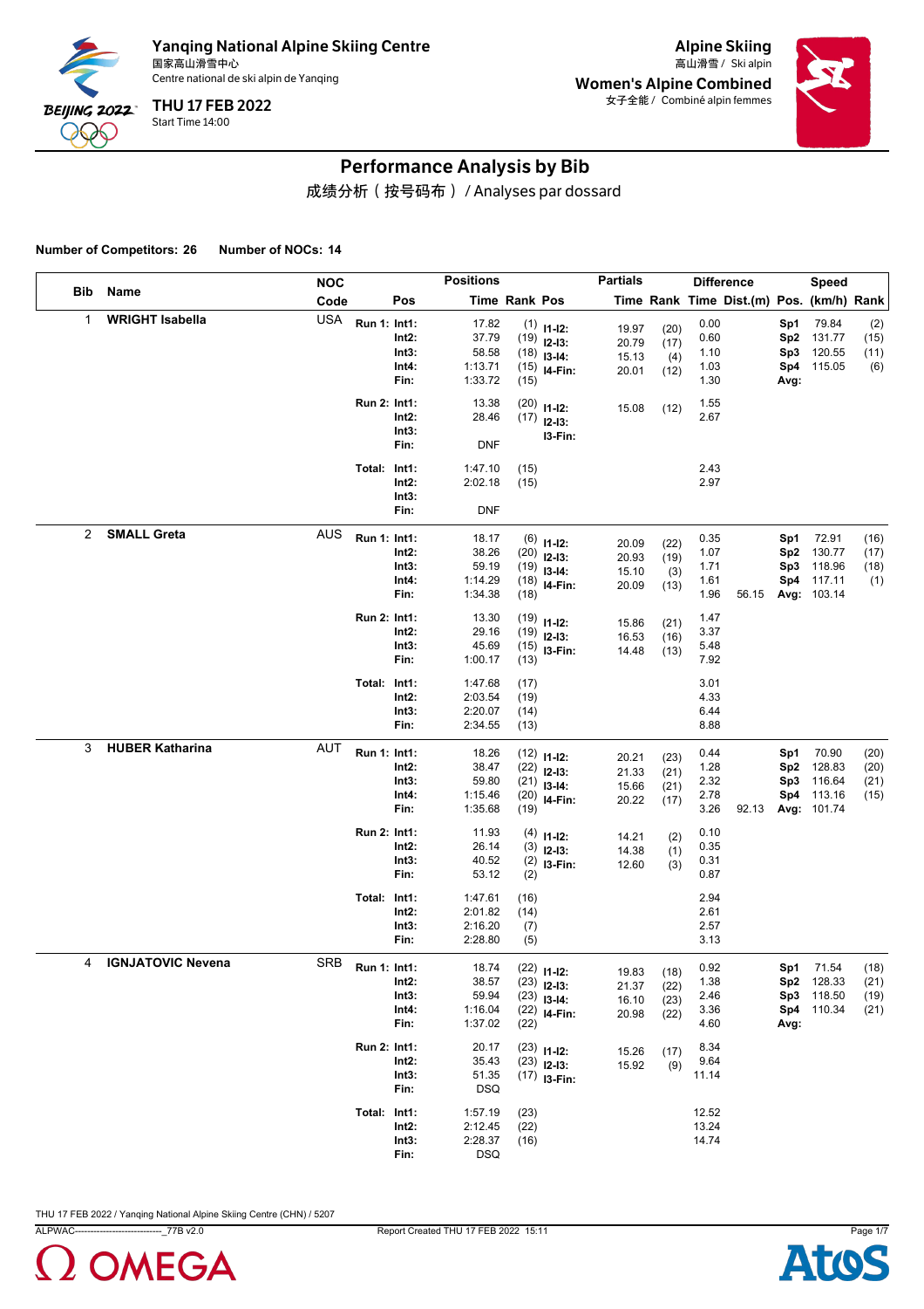# Yanqing National Alpine Skiing Centre

国家高山滑雪中心

Centre national de ski alpin de Yanqing

**THU 17 FEB 2022**

Start Time 14:00

**Alpine Skiing**

高山滑雪 / Ski alpin

**Women's Alpine Combined**

女子全能 / Combiné alpin femmes

## Performance Analysis by Bib

成绩分析（按号码布） / Analyses par dossard

**Number of Competitors: 26** **Number of NOCs: 14**

| Bib | Name | NOC Code | | Pos | Positions Time | Rank | Pos | Partials Time | Rank | Difference Time | Dist.(m) | Pos. | Speed (km/h) | Rank |
|---|---|---|---|---|---|---|---|---|---|---|---|---|---|---|
| 1 | **WRIGHT Isabella** | USA | Run 1: | Int1: | 17.82 | (1) | I1-I2: | 19.97 | (20) | 0.00 | | Sp1 | 79.84 | (2) |
| | | | | Int2: | 37.79 | (19) | I2-I3: | 20.79 | (17) | 0.60 | | Sp2 | 131.77 | (15) |
| | | | | Int3: | 58.58 | (18) | I3-I4: | 15.13 | (4) | 1.10 | | Sp3 | 120.55 | (11) |
| | | | | Int4: | 1:13.71 | (15) | I4-Fin: | 20.01 | (12) | 1.03 | | Sp4 | 115.05 | (6) |
| | | | | Fin: | 1:33.72 | (15) | | | | 1.30 | | Avg: | | |
| | | | Run 2: | Int1: | 13.38 | (20) | I1-I2: | 15.08 | (12) | 1.55 | | | | |
| | | | | Int2: | 28.46 | (17) | I2-I3: | | | 2.67 | | | | |
| | | | | Int3: | | | I3-Fin: | | | | | | | |
| | | | | Fin: | DNF | | | | | | | | | |
| | | | Total: | Int1: | 1:47.10 | (15) | | | | 2.43 | | | | |
| | | | | Int2: | 2:02.18 | (15) | | | | 2.97 | | | | |
| | | | | Int3: | | | | | | | | | | |
| | | | | Fin: | DNF | | | | | | | | | |
| 2 | **SMALL Greta** | AUS | Run 1: | Int1: | 18.17 | (6) | I1-I2: | 20.09 | (22) | 0.35 | | Sp1 | 72.91 | (16) |
| | | | | Int2: | 38.26 | (20) | I2-I3: | 20.93 | (19) | 1.07 | | Sp2 | 130.77 | (17) |
| | | | | Int3: | 59.19 | (19) | I3-I4: | 15.10 | (3) | 1.71 | | Sp3 | 118.96 | (18) |
| | | | | Int4: | 1:14.29 | (18) | I4-Fin: | 20.09 | (13) | 1.61 | | Sp4 | 117.11 | (1) |
| | | | | Fin: | 1:34.38 | (18) | | | | 1.96 | 56.15 | Avg: | 103.14 | |
| | | | Run 2: | Int1: | 13.30 | (19) | I1-I2: | 15.86 | (21) | 1.47 | | | | |
| | | | | Int2: | 29.16 | (19) | I2-I3: | 16.53 | (16) | 3.37 | | | | |
| | | | | Int3: | 45.69 | (15) | I3-Fin: | 14.48 | (13) | 5.48 | | | | |
| | | | | Fin: | 1:00.17 | (13) | | | | 7.92 | | | | |
| | | | Total: | Int1: | 1:47.68 | (17) | | | | 3.01 | | | | |
| | | | | Int2: | 2:03.54 | (19) | | | | 4.33 | | | | |
| | | | | Int3: | 2:20.07 | (14) | | | | 6.44 | | | | |
| | | | | Fin: | 2:34.55 | (13) | | | | 8.88 | | | | |
| 3 | **HUBER Katharina** | AUT | Run 1: | Int1: | 18.26 | (12) | I1-I2: | 20.21 | (23) | 0.44 | | Sp1 | 70.90 | (20) |
| | | | | Int2: | 38.47 | (22) | I2-I3: | 21.33 | (21) | 1.28 | | Sp2 | 128.83 | (20) |
| | | | | Int3: | 59.80 | (21) | I3-I4: | 15.66 | (21) | 2.32 | | Sp3 | 116.64 | (21) |
| | | | | Int4: | 1:15.46 | (20) | I4-Fin: | 20.22 | (17) | 2.78 | | Sp4 | 113.16 | (15) |
| | | | | Fin: | 1:35.68 | (19) | | | | 3.26 | 92.13 | Avg: | 101.74 | |
| | | | Run 2: | Int1: | 11.93 | (4) | I1-I2: | 14.21 | (2) | 0.10 | | | | |
| | | | | Int2: | 26.14 | (3) | I2-I3: | 14.38 | (1) | 0.35 | | | | |
| | | | | Int3: | 40.52 | (2) | I3-Fin: | 12.60 | (3) | 0.31 | | | | |
| | | | | Fin: | 53.12 | (2) | | | | 0.87 | | | | |
| | | | Total: | Int1: | 1:47.61 | (16) | | | | 2.94 | | | | |
| | | | | Int2: | 2:01.82 | (14) | | | | 2.61 | | | | |
| | | | | Int3: | 2:16.20 | (7) | | | | 2.57 | | | | |
| | | | | Fin: | 2:28.80 | (5) | | | | 3.13 | | | | |
| 4 | **IGNJATOVIC Nevena** | SRB | Run 1: | Int1: | 18.74 | (22) | I1-I2: | 19.83 | (18) | 0.92 | | Sp1 | 71.54 | (18) |
| | | | | Int2: | 38.57 | (23) | I2-I3: | 21.37 | (22) | 1.38 | | Sp2 | 128.33 | (21) |
| | | | | Int3: | 59.94 | (23) | I3-I4: | 16.10 | (23) | 2.46 | | Sp3 | 118.50 | (19) |
| | | | | Int4: | 1:16.04 | (22) | I4-Fin: | 20.98 | (22) | 3.36 | | Sp4 | 110.34 | (21) |
| | | | | Fin: | 1:37.02 | (22) | | | | 4.60 | | Avg: | | |
| | | | Run 2: | Int1: | 20.17 | (23) | I1-I2: | 15.26 | (17) | 8.34 | | | | |
| | | | | Int2: | 35.43 | (23) | I2-I3: | 15.92 | (9) | 9.64 | | | | |
| | | | | Int3: | 51.35 | (17) | I3-Fin: | | | 11.14 | | | | |
| | | | | Fin: | DSQ | | | | | | | | | |
| | | | Total: | Int1: | 1:57.19 | (23) | | | | 12.52 | | | | |
| | | | | Int2: | 2:12.45 | (22) | | | | 13.24 | | | | |
| | | | | Int3: | 2:28.37 | (16) | | | | 14.74 | | | | |
| | | | | Fin: | DSQ | | | | | | | | | |

THU 17 FEB 2022 / Yanqing National Alpine Skiing Centre (CHN) / 5207

ALPWAC----------------------------_77B v2.0 Report Created THU 17 FEB 2022 15:11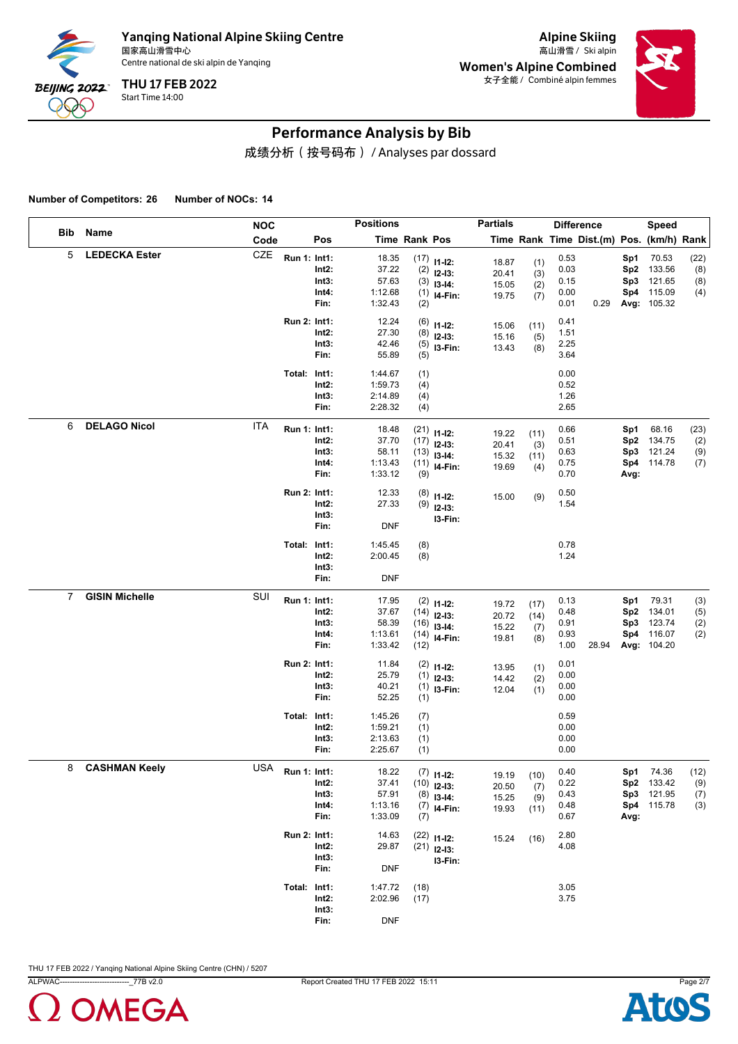# Performance Analysis by Bib

成绩分析（按号码布） / Analyses par dossard

**Number of Competitors: 26** **Number of NOCs: 14**

| Bib | Name | NOC Code | | Pos | Positions Time | Rank | Pos | Partials Time | Rank | Difference Time | Dist.(m) | Pos. | Speed (km/h) | Rank |
|---|---|---|---|---|---|---|---|---|---|---|---|---|---|---|
| 5 | LEDECKA Ester | CZE | Run 1: | Int1: | 18.35 | (17) | I1-I2: | 18.87 | (1) | 0.53 | | Sp1 | 70.53 | (22) |
| | | | | Int2: | 37.22 | (2) | I2-I3: | 20.41 | (3) | 0.03 | | Sp2 | 133.56 | (8) |
| | | | | Int3: | 57.63 | (3) | I3-I4: | 15.05 | (2) | 0.15 | | Sp3 | 121.65 | (8) |
| | | | | Int4: | 1:12.68 | (1) | I4-Fin: | 19.75 | (7) | 0.00 | | Sp4 | 115.09 | (4) |
| | | | | Fin: | 1:32.43 | (2) | | | | 0.01 | 0.29 | Avg: | 105.32 | |
| | | | Run 2: | Int1: | 12.24 | (6) | I1-I2: | 15.06 | (11) | 0.41 | | | | |
| | | | | Int2: | 27.30 | (8) | I2-I3: | 15.16 | (5) | 1.51 | | | | |
| | | | | Int3: | 42.46 | (5) | I3-Fin: | 13.43 | (8) | 2.25 | | | | |
| | | | | Fin: | 55.89 | (5) | | | | 3.64 | | | | |
| | | | Total: | Int1: | 1:44.67 | (1) | | | | 0.00 | | | | |
| | | | | Int2: | 1:59.73 | (4) | | | | 0.52 | | | | |
| | | | | Int3: | 2:14.89 | (4) | | | | 1.26 | | | | |
| | | | | Fin: | 2:28.32 | (4) | | | | 2.65 | | | | |
| 6 | DELAGO Nicol | ITA | Run 1: | Int1: | 18.48 | (21) | I1-I2: | 19.22 | (11) | 0.66 | | Sp1 | 68.16 | (23) |
| | | | | Int2: | 37.70 | (17) | I2-I3: | 20.41 | (3) | 0.51 | | Sp2 | 134.75 | (2) |
| | | | | Int3: | 58.11 | (13) | I3-I4: | 15.32 | (11) | 0.63 | | Sp3 | 121.24 | (9) |
| | | | | Int4: | 1:13.43 | (11) | I4-Fin: | 19.69 | (4) | 0.75 | | Sp4 | 114.78 | (7) |
| | | | | Fin: | 1:33.12 | (9) | | | | 0.70 | | Avg: | | |
| | | | Run 2: | Int1: | 12.33 | (8) | I1-I2: | 15.00 | (9) | 0.50 | | | | |
| | | | | Int2: | 27.33 | (9) | I2-I3: | | | 1.54 | | | | |
| | | | | Int3: | | | I3-Fin: | | | | | | | |
| | | | | Fin: | DNF | | | | | | | | | |
| | | | Total: | Int1: | 1:45.45 | (8) | | | | 0.78 | | | | |
| | | | | Int2: | 2:00.45 | (8) | | | | 1.24 | | | | |
| | | | | Int3: | | | | | | | | | | |
| | | | | Fin: | DNF | | | | | | | | | |
| 7 | GISIN Michelle | SUI | Run 1: | Int1: | 17.95 | (2) | I1-I2: | 19.72 | (17) | 0.13 | | Sp1 | 79.31 | (3) |
| | | | | Int2: | 37.67 | (14) | I2-I3: | 20.72 | (14) | 0.48 | | Sp2 | 134.01 | (5) |
| | | | | Int3: | 58.39 | (16) | I3-I4: | 15.22 | (7) | 0.91 | | Sp3 | 123.74 | (2) |
| | | | | Int4: | 1:13.61 | (14) | I4-Fin: | 19.81 | (8) | 0.93 | | Sp4 | 116.07 | (2) |
| | | | | Fin: | 1:33.42 | (12) | | | | 1.00 | 28.94 | Avg: | 104.20 | |
| | | | Run 2: | Int1: | 11.84 | (2) | I1-I2: | 13.95 | (1) | 0.01 | | | | |
| | | | | Int2: | 25.79 | (1) | I2-I3: | 14.42 | (2) | 0.00 | | | | |
| | | | | Int3: | 40.21 | (1) | I3-Fin: | 12.04 | (1) | 0.00 | | | | |
| | | | | Fin: | 52.25 | (1) | | | | 0.00 | | | | |
| | | | Total: | Int1: | 1:45.26 | (7) | | | | 0.59 | | | | |
| | | | | Int2: | 1:59.21 | (1) | | | | 0.00 | | | | |
| | | | | Int3: | 2:13.63 | (1) | | | | 0.00 | | | | |
| | | | | Fin: | 2:25.67 | (1) | | | | 0.00 | | | | |
| 8 | CASHMAN Keely | USA | Run 1: | Int1: | 18.22 | (7) | I1-I2: | 19.19 | (10) | 0.40 | | Sp1 | 74.36 | (12) |
| | | | | Int2: | 37.41 | (10) | I2-I3: | 20.50 | (7) | 0.22 | | Sp2 | 133.42 | (9) |
| | | | | Int3: | 57.91 | (8) | I3-I4: | 15.25 | (9) | 0.43 | | Sp3 | 121.95 | (7) |
| | | | | Int4: | 1:13.16 | (7) | I4-Fin: | 19.93 | (11) | 0.48 | | Sp4 | 115.78 | (3) |
| | | | | Fin: | 1:33.09 | (7) | | | | 0.67 | | Avg: | | |
| | | | Run 2: | Int1: | 14.63 | (22) | I1-I2: | 15.24 | (16) | 2.80 | | | | |
| | | | | Int2: | 29.87 | (21) | I2-I3: | | | 4.08 | | | | |
| | | | | Int3: | | | I3-Fin: | | | | | | | |
| | | | | Fin: | DNF | | | | | | | | | |
| | | | Total: | Int1: | 1:47.72 | (18) | | | | 3.05 | | | | |
| | | | | Int2: | 2:02.96 | (17) | | | | 3.75 | | | | |
| | | | | Int3: | | | | | | | | | | |
| | | | | Fin: | DNF | | | | | | | | | |

THU 17 FEB 2022 / Yanqing National Alpine Skiing Centre (CHN) / 5207

ALPWAC----------------------------_77B v2.0 Report Created THU 17 FEB 2022 15:11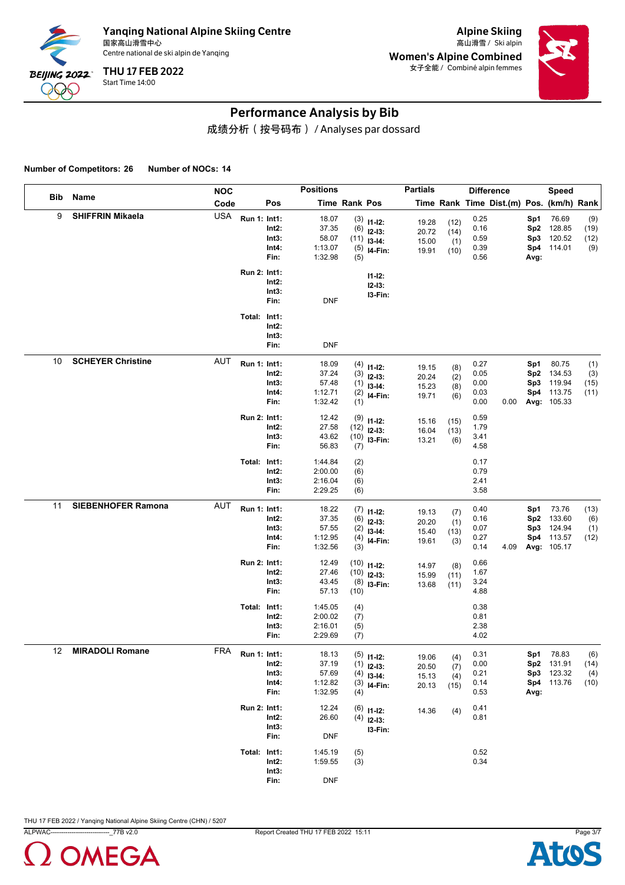Yanqing National Alpine Skiing Centre
国家高山滑雪中心
Centre national de ski alpin de Yanqing

THU 17 FEB 2022
Start Time 14:00

Alpine Skiing
高山滑雪 / Ski alpin

Women's Alpine Combined
女子全能 / Combiné alpin femmes

# Performance Analysis by Bib

成绩分析（按号码布） / Analyses par dossard

**Number of Competitors: 26**  **Number of NOCs: 14**

| Bib | Name | NOC Code | Run | Pos | Time | Rank | Pos | Partials Time | Rank | Difference Time | Dist.(m) | Pos. | Speed (km/h) | Rank |
|---|---|---|---|---|---|---|---|---|---|---|---|---|---|---|
| 9 | **SHIFFRIN Mikaela** | USA | Run 1: | Int1: | 18.07 | (3) | I1-I2: | 19.28 | (12) | 0.25 | | Sp1 | 76.69 | (9) |
| | | | | Int2: | 37.35 | (6) | I2-I3: | 20.72 | (14) | 0.16 | | Sp2 | 128.85 | (19) |
| | | | | Int3: | 58.07 | (11) | I3-I4: | 15.00 | (1) | 0.59 | | Sp3 | 120.52 | (12) |
| | | | | Int4: | 1:13.07 | (5) | I4-Fin: | 19.91 | (10) | 0.39 | | Sp4 | 114.01 | (9) |
| | | | | Fin: | 1:32.98 | (5) | | | | 0.56 | | Avg: | | |
| | | | Run 2: | Int1: | | | I1-I2: | | | | | | | |
| | | | | Int2: | | | I2-I3: | | | | | | | |
| | | | | Int3: | | | I3-Fin: | | | | | | | |
| | | | | Fin: | DNF | | | | | | | | | |
| | | | Total: | Int1: | | | | | | | | | | |
| | | | | Int2: | | | | | | | | | | |
| | | | | Int3: | | | | | | | | | | |
| | | | | Fin: | DNF | | | | | | | | | |
| 10 | **SCHEYER Christine** | AUT | Run 1: | Int1: | 18.09 | (4) | I1-I2: | 19.15 | (8) | 0.27 | | Sp1 | 80.75 | (1) |
| | | | | Int2: | 37.24 | (3) | I2-I3: | 20.24 | (2) | 0.05 | | Sp2 | 134.53 | (3) |
| | | | | Int3: | 57.48 | (1) | I3-I4: | 15.23 | (8) | 0.00 | | Sp3 | 119.94 | (15) |
| | | | | Int4: | 1:12.71 | (2) | I4-Fin: | 19.71 | (6) | 0.03 | | Sp4 | 113.75 | (11) |
| | | | | Fin: | 1:32.42 | (1) | | | | 0.00 | 0.00 | Avg: | 105.33 | |
| | | | Run 2: | Int1: | 12.42 | (9) | I1-I2: | 15.16 | (15) | 0.59 | | | | |
| | | | | Int2: | 27.58 | (12) | I2-I3: | 16.04 | (13) | 1.79 | | | | |
| | | | | Int3: | 43.62 | (10) | I3-Fin: | 13.21 | (6) | 3.41 | | | | |
| | | | | Fin: | 56.83 | (7) | | | | 4.58 | | | | |
| | | | Total: | Int1: | 1:44.84 | (2) | | | | 0.17 | | | | |
| | | | | Int2: | 2:00.00 | (6) | | | | 0.79 | | | | |
| | | | | Int3: | 2:16.04 | (6) | | | | 2.41 | | | | |
| | | | | Fin: | 2:29.25 | (6) | | | | 3.58 | | | | |
| 11 | **SIEBENHOFER Ramona** | AUT | Run 1: | Int1: | 18.22 | (7) | I1-I2: | 19.13 | (7) | 0.40 | | Sp1 | 73.76 | (13) |
| | | | | Int2: | 37.35 | (6) | I2-I3: | 20.20 | (1) | 0.16 | | Sp2 | 133.60 | (6) |
| | | | | Int3: | 57.55 | (2) | I3-I4: | 15.40 | (13) | 0.07 | | Sp3 | 124.94 | (1) |
| | | | | Int4: | 1:12.95 | (4) | I4-Fin: | 19.61 | (3) | 0.27 | | Sp4 | 113.57 | (12) |
| | | | | Fin: | 1:32.56 | (3) | | | | 0.14 | 4.09 | Avg: | 105.17 | |
| | | | Run 2: | Int1: | 12.49 | (10) | I1-I2: | 14.97 | (8) | 0.66 | | | | |
| | | | | Int2: | 27.46 | (10) | I2-I3: | 15.99 | (11) | 1.67 | | | | |
| | | | | Int3: | 43.45 | (8) | I3-Fin: | 13.68 | (11) | 3.24 | | | | |
| | | | | Fin: | 57.13 | (10) | | | | 4.88 | | | | |
| | | | Total: | Int1: | 1:45.05 | (4) | | | | 0.38 | | | | |
| | | | | Int2: | 2:00.02 | (7) | | | | 0.81 | | | | |
| | | | | Int3: | 2:16.01 | (5) | | | | 2.38 | | | | |
| | | | | Fin: | 2:29.69 | (7) | | | | 4.02 | | | | |
| 12 | **MIRADOLI Romane** | FRA | Run 1: | Int1: | 18.13 | (5) | I1-I2: | 19.06 | (4) | 0.31 | | Sp1 | 78.83 | (6) |
| | | | | Int2: | 37.19 | (1) | I2-I3: | 20.50 | (7) | 0.00 | | Sp2 | 131.91 | (14) |
| | | | | Int3: | 57.69 | (4) | I3-I4: | 15.13 | (4) | 0.21 | | Sp3 | 123.32 | (4) |
| | | | | Int4: | 1:12.82 | (3) | I4-Fin: | 20.13 | (15) | 0.14 | | Sp4 | 113.76 | (10) |
| | | | | Fin: | 1:32.95 | (4) | | | | 0.53 | | Avg: | | |
| | | | Run 2: | Int1: | 12.24 | (6) | I1-I2: | 14.36 | (4) | 0.41 | | | | |
| | | | | Int2: | 26.60 | (4) | I2-I3: | | | 0.81 | | | | |
| | | | | Int3: | | | I3-Fin: | | | | | | | |
| | | | | Fin: | DNF | | | | | | | | | |
| | | | Total: | Int1: | 1:45.19 | (5) | | | | 0.52 | | | | |
| | | | | Int2: | 1:59.55 | (3) | | | | 0.34 | | | | |
| | | | | Int3: | | | | | | | | | | |
| | | | | Fin: | DNF | | | | | | | | | |

THU 17 FEB 2022 / Yanqing National Alpine Skiing Centre (CHN) / 5207

ALPWAC---------------------------_77B v2.0  Report Created THU 17 FEB 2022 15:11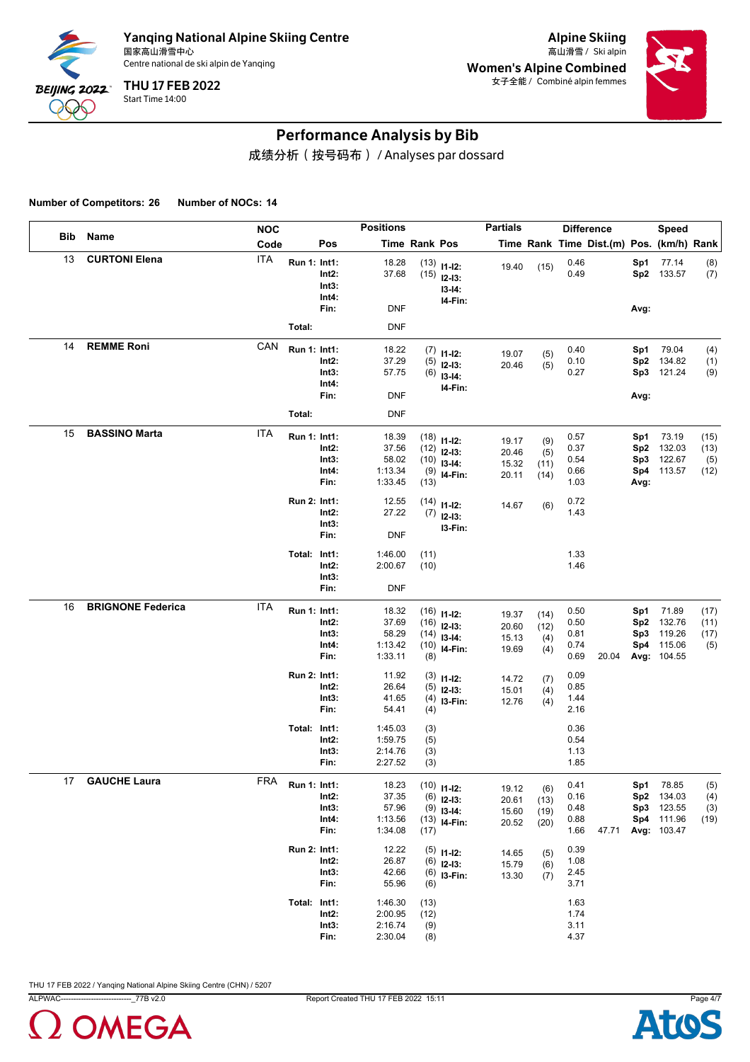# Yanqing National Alpine Skiing Centre

国家高山滑雪中心
Centre national de ski alpin de Yanqing

**THU 17 FEB 2022**
Start Time 14:00

**Alpine Skiing**
高山滑雪 / Ski alpin

**Women's Alpine Combined**
女子全能 / Combiné alpin femmes

## Performance Analysis by Bib

成绩分析（按号码布） / Analyses par dossard

**Number of Competitors: 26** **Number of NOCs: 14**

| Bib | Name | NOC Code | Pos | | Positions Time | Rank | Pos | Partials Time | Rank | Difference Time | Dist.(m) | Pos. | Speed (km/h) | Rank |
|---|---|---|---|---|---|---|---|---|---|---|---|---|---|---|
| 13 | CURTONI Elena | ITA | Run 1: | Int1: | 18.28 | (13) | I1-I2: | 19.40 | (15) | 0.46 | | Sp1 | 77.14 | (8) |
| | | | | Int2: | 37.68 | (15) | I2-I3: | | | 0.49 | | Sp2 | 133.57 | (7) |
| | | | | Int3: | | | I3-I4: | | | | | | | |
| | | | | Int4: | | | I4-Fin: | | | | | | | |
| | | | | Fin: | DNF | | | | | | | Avg: | | |
| | | | Total: | | DNF | | | | | | | | | |
| 14 | REMME Roni | CAN | Run 1: | Int1: | 18.22 | (7) | I1-I2: | 19.07 | (5) | 0.40 | | Sp1 | 79.04 | (4) |
| | | | | Int2: | 37.29 | (5) | I2-I3: | 20.46 | (5) | 0.10 | | Sp2 | 134.82 | (1) |
| | | | | Int3: | 57.75 | (6) | I3-I4: | | | 0.27 | | Sp3 | 121.24 | (9) |
| | | | | Int4: | | | I4-Fin: | | | | | | | |
| | | | | Fin: | DNF | | | | | | | Avg: | | |
| | | | Total: | | DNF | | | | | | | | | |
| 15 | BASSINO Marta | ITA | Run 1: | Int1: | 18.39 | (18) | I1-I2: | 19.17 | (9) | 0.57 | | Sp1 | 73.19 | (15) |
| | | | | Int2: | 37.56 | (12) | I2-I3: | 20.46 | (5) | 0.37 | | Sp2 | 132.03 | (13) |
| | | | | Int3: | 58.02 | (10) | I3-I4: | 15.32 | (11) | 0.54 | | Sp3 | 122.67 | (5) |
| | | | | Int4: | 1:13.34 | (9) | I4-Fin: | 20.11 | (14) | 0.66 | | Sp4 | 113.57 | (12) |
| | | | | Fin: | 1:33.45 | (13) | | | | 1.03 | | Avg: | | |
| | | | Run 2: | Int1: | 12.55 | (14) | I1-I2: | 14.67 | (6) | 0.72 | | | | |
| | | | | Int2: | 27.22 | (7) | I2-I3: | | | 1.43 | | | | |
| | | | | Int3: | | | I3-Fin: | | | | | | | |
| | | | | Fin: | DNF | | | | | | | | | |
| | | | Total: | Int1: | 1:46.00 | (11) | | | | 1.33 | | | | |
| | | | | Int2: | 2:00.67 | (10) | | | | 1.46 | | | | |
| | | | | Int3: | | | | | | | | | | |
| | | | | Fin: | DNF | | | | | | | | | |
| 16 | BRIGNONE Federica | ITA | Run 1: | Int1: | 18.32 | (16) | I1-I2: | 19.37 | (14) | 0.50 | | Sp1 | 71.89 | (17) |
| | | | | Int2: | 37.69 | (16) | I2-I3: | 20.60 | (12) | 0.50 | | Sp2 | 132.76 | (11) |
| | | | | Int3: | 58.29 | (14) | I3-I4: | 15.13 | (4) | 0.81 | | Sp3 | 119.26 | (17) |
| | | | | Int4: | 1:13.42 | (10) | I4-Fin: | 19.69 | (4) | 0.74 | | Sp4 | 115.06 | (5) |
| | | | | Fin: | 1:33.11 | (8) | | | | 0.69 | 20.04 | Avg: | 104.55 | |
| | | | Run 2: | Int1: | 11.92 | (3) | I1-I2: | 14.72 | (7) | 0.09 | | | | |
| | | | | Int2: | 26.64 | (5) | I2-I3: | 15.01 | (4) | 0.85 | | | | |
| | | | | Int3: | 41.65 | (4) | I3-Fin: | 12.76 | (4) | 1.44 | | | | |
| | | | | Fin: | 54.41 | (4) | | | | 2.16 | | | | |
| | | | Total: | Int1: | 1:45.03 | (3) | | | | 0.36 | | | | |
| | | | | Int2: | 1:59.75 | (5) | | | | 0.54 | | | | |
| | | | | Int3: | 2:14.76 | (3) | | | | 1.13 | | | | |
| | | | | Fin: | 2:27.52 | (3) | | | | 1.85 | | | | |
| 17 | GAUCHE Laura | FRA | Run 1: | Int1: | 18.23 | (10) | I1-I2: | 19.12 | (6) | 0.41 | | Sp1 | 78.85 | (5) |
| | | | | Int2: | 37.35 | (6) | I2-I3: | 20.61 | (13) | 0.16 | | Sp2 | 134.03 | (4) |
| | | | | Int3: | 57.96 | (9) | I3-I4: | 15.60 | (19) | 0.48 | | Sp3 | 123.55 | (3) |
| | | | | Int4: | 1:13.56 | (13) | I4-Fin: | 20.52 | (20) | 0.88 | | Sp4 | 111.96 | (19) |
| | | | | Fin: | 1:34.08 | (17) | | | | 1.66 | 47.71 | Avg: | 103.47 | |
| | | | Run 2: | Int1: | 12.22 | (5) | I1-I2: | 14.65 | (5) | 0.39 | | | | |
| | | | | Int2: | 26.87 | (6) | I2-I3: | 15.79 | (6) | 1.08 | | | | |
| | | | | Int3: | 42.66 | (6) | I3-Fin: | 13.30 | (7) | 2.45 | | | | |
| | | | | Fin: | 55.96 | (6) | | | | 3.71 | | | | |
| | | | Total: | Int1: | 1:46.30 | (13) | | | | 1.63 | | | | |
| | | | | Int2: | 2:00.95 | (12) | | | | 1.74 | | | | |
| | | | | Int3: | 2:16.74 | (9) | | | | 3.11 | | | | |
| | | | | Fin: | 2:30.04 | (8) | | | | 4.37 | | | | |

THU 17 FEB 2022 / Yanqing National Alpine Skiing Centre (CHN) / 5207

ALPWAC----------------------------_77B v2.0 Report Created THU 17 FEB 2022 15:11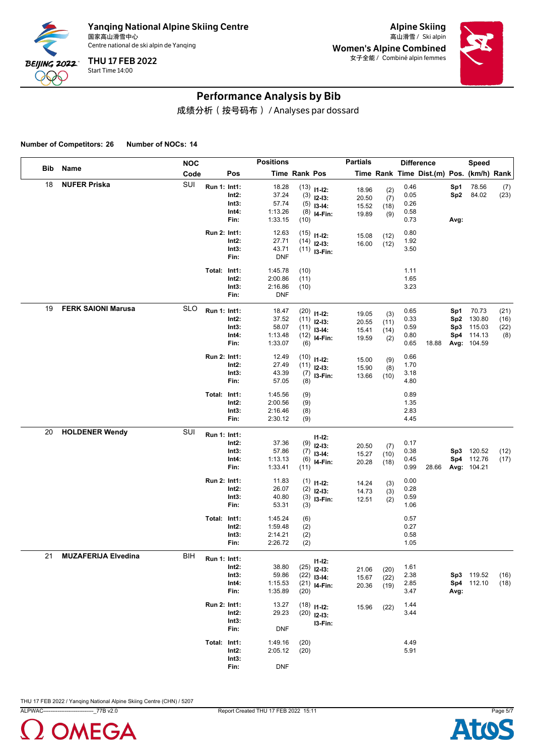Yanqing National Alpine Skiing Centre
国家高山滑雪中心
Centre national de ski alpin de Yanqing

THU 17 FEB 2022
Start Time 14:00

Alpine Skiing
高山滑雪 / Ski alpin
Women's Alpine Combined
女子全能 / Combiné alpin femmes

# Performance Analysis by Bib

成绩分析（按号码布） / Analyses par dossard

**Number of Competitors: 26** **Number of NOCs: 14**

| Bib | Name | NOC Code | | Pos | Positions Time | Rank | Pos | Partials Time | Rank | Difference Time | Dist.(m) | Pos. | Speed (km/h) | Rank |
|---|---|---|---|---|---|---|---|---|---|---|---|---|---|---|
| 18 | NUFER Priska | SUI | Run 1: | Int1: | 18.28 | (13) | I1-I2: | 18.96 | (2) | 0.46 | | Sp1 | 78.56 | (7) |
| | | | | Int2: | 37.24 | (3) | I2-I3: | 20.50 | (7) | 0.05 | | Sp2 | 84.02 | (23) |
| | | | | Int3: | 57.74 | (5) | I3-I4: | 15.52 | (18) | 0.26 | | | | |
| | | | | Int4: | 1:13.26 | (8) | I4-Fin: | 19.89 | (9) | 0.58 | | | | |
| | | | | Fin: | 1:33.15 | (10) | | | | 0.73 | | Avg: | | |
| | | | Run 2: | Int1: | 12.63 | (15) | I1-I2: | 15.08 | (12) | 0.80 | | | | |
| | | | | Int2: | 27.71 | (14) | I2-I3: | 16.00 | (12) | 1.92 | | | | |
| | | | | Int3: | 43.71 | (11) | I3-Fin: | | | 3.50 | | | | |
| | | | | Fin: | DNF | | | | | | | | | |
| | | | Total: | Int1: | 1:45.78 | (10) | | | | 1.11 | | | | |
| | | | | Int2: | 2:00.86 | (11) | | | | 1.65 | | | | |
| | | | | Int3: | 2:16.86 | (10) | | | | 3.23 | | | | |
| | | | | Fin: | DNF | | | | | | | | | |
| 19 | FERK SAIONI Marusa | SLO | Run 1: | Int1: | 18.47 | (20) | I1-I2: | 19.05 | (3) | 0.65 | | Sp1 | 70.73 | (21) |
| | | | | Int2: | 37.52 | (11) | I2-I3: | 20.55 | (11) | 0.33 | | Sp2 | 130.80 | (16) |
| | | | | Int3: | 58.07 | (11) | I3-I4: | 15.41 | (14) | 0.59 | | Sp3 | 115.03 | (22) |
| | | | | Int4: | 1:13.48 | (12) | I4-Fin: | 19.59 | (2) | 0.80 | | Sp4 | 114.13 | (8) |
| | | | | Fin: | 1:33.07 | (6) | | | | 0.65 | 18.88 | Avg: | 104.59 | |
| | | | Run 2: | Int1: | 12.49 | (10) | I1-I2: | 15.00 | (9) | 0.66 | | | | |
| | | | | Int2: | 27.49 | (11) | I2-I3: | 15.90 | (8) | 1.70 | | | | |
| | | | | Int3: | 43.39 | (7) | I3-Fin: | 13.66 | (10) | 3.18 | | | | |
| | | | | Fin: | 57.05 | (8) | | | | 4.80 | | | | |
| | | | Total: | Int1: | 1:45.56 | (9) | | | | 0.89 | | | | |
| | | | | Int2: | 2:00.56 | (9) | | | | 1.35 | | | | |
| | | | | Int3: | 2:16.46 | (8) | | | | 2.83 | | | | |
| | | | | Fin: | 2:30.12 | (9) | | | | 4.45 | | | | |
| 20 | HOLDENER Wendy | SUI | Run 1: | Int1: | | | I1-I2: | | | | | | | |
| | | | | Int2: | 37.36 | (9) | I2-I3: | 20.50 | (7) | 0.17 | | | | |
| | | | | Int3: | 57.86 | (7) | I3-I4: | 15.27 | (10) | 0.38 | | Sp3 | 120.52 | (12) |
| | | | | Int4: | 1:13.13 | (6) | I4-Fin: | 20.28 | (18) | 0.45 | | Sp4 | 112.76 | (17) |
| | | | | Fin: | 1:33.41 | (11) | | | | 0.99 | 28.66 | Avg: | 104.21 | |
| | | | Run 2: | Int1: | 11.83 | (1) | I1-I2: | 14.24 | (3) | 0.00 | | | | |
| | | | | Int2: | 26.07 | (2) | I2-I3: | 14.73 | (3) | 0.28 | | | | |
| | | | | Int3: | 40.80 | (3) | I3-Fin: | 12.51 | (2) | 0.59 | | | | |
| | | | | Fin: | 53.31 | (3) | | | | 1.06 | | | | |
| | | | Total: | Int1: | 1:45.24 | (6) | | | | 0.57 | | | | |
| | | | | Int2: | 1:59.48 | (2) | | | | 0.27 | | | | |
| | | | | Int3: | 2:14.21 | (2) | | | | 0.58 | | | | |
| | | | | Fin: | 2:26.72 | (2) | | | | 1.05 | | | | |
| 21 | MUZAFERIJA Elvedina | BIH | Run 1: | Int1: | | | I1-I2: | | | | | | | |
| | | | | Int2: | 38.80 | (25) | I2-I3: | 21.06 | (20) | 1.61 | | | | |
| | | | | Int3: | 59.86 | (22) | I3-I4: | 15.67 | (22) | 2.38 | | Sp3 | 119.52 | (16) |
| | | | | Int4: | 1:15.53 | (21) | I4-Fin: | 20.36 | (19) | 2.85 | | Sp4 | 112.10 | (18) |
| | | | | Fin: | 1:35.89 | (20) | | | | 3.47 | | Avg: | | |
| | | | Run 2: | Int1: | 13.27 | (18) | I1-I2: | 15.96 | (22) | 1.44 | | | | |
| | | | | Int2: | 29.23 | (20) | I2-I3: | | | 3.44 | | | | |
| | | | | Int3: | | | I3-Fin: | | | | | | | |
| | | | | Fin: | DNF | | | | | | | | | |
| | | | Total: | Int1: | 1:49.16 | (20) | | | | 4.49 | | | | |
| | | | | Int2: | 2:05.12 | (20) | | | | 5.91 | | | | |
| | | | | Int3: | | | | | | | | | | |
| | | | | Fin: | DNF | | | | | | | | | |

THU 17 FEB 2022 / Yanqing National Alpine Skiing Centre (CHN) / 5207
ALPWAC---------------------------_77B v2.0 Report Created THU 17 FEB 2022 15:11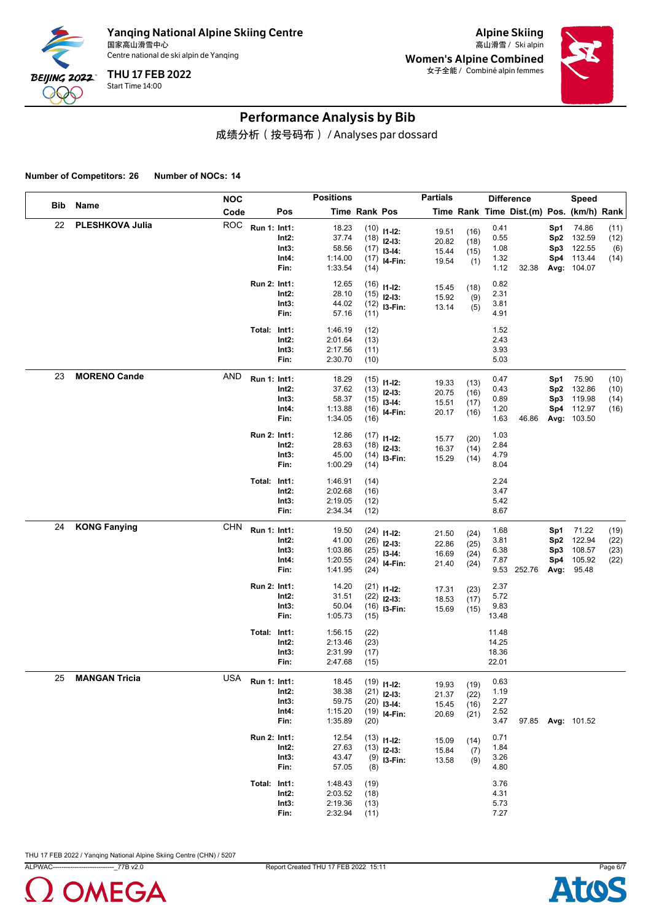# Yanqing National Alpine Skiing Centre

国家高山滑雪中心

Centre national de ski alpin de Yanqing

**THU 17 FEB 2022**

Start Time 14:00

**Alpine Skiing**

高山滑雪 / Ski alpin

**Women's Alpine Combined**

女子全能 / Combiné alpin femmes

## Performance Analysis by Bib

成绩分析（按号码布） / Analyses par dossard

**Number of Competitors: 26** **Number of NOCs: 14**

| Bib | Name | NOC Code | | Pos | Positions Time | Rank | Pos | Partials Time | Rank | Difference Time | Dist.(m) | Pos. | Speed (km/h) | Rank |
|---|---|---|---|---|---|---|---|---|---|---|---|---|---|---|
| 22 | PLESHKOVA Julia | ROC | Run 1: | Int1: | 18.23 | (10) | I1-I2: | 19.51 | (16) | 0.41 | | Sp1 | 74.86 | (11) |
| | | | | Int2: | 37.74 | (18) | I2-I3: | 20.82 | (18) | 0.55 | | Sp2 | 132.59 | (12) |
| | | | | Int3: | 58.56 | (17) | I3-I4: | 15.44 | (15) | 1.08 | | Sp3 | 122.55 | (6) |
| | | | | Int4: | 1:14.00 | (17) | I4-Fin: | 19.54 | (1) | 1.32 | | Sp4 | 113.44 | (14) |
| | | | | Fin: | 1:33.54 | (14) | | | | 1.12 | 32.38 | Avg: | 104.07 | |
| | | | Run 2: | Int1: | 12.65 | (16) | I1-I2: | 15.45 | (18) | 0.82 | | | | |
| | | | | Int2: | 28.10 | (15) | I2-I3: | 15.92 | (9) | 2.31 | | | | |
| | | | | Int3: | 44.02 | (12) | I3-Fin: | 13.14 | (5) | 3.81 | | | | |
| | | | | Fin: | 57.16 | (11) | | | | 4.91 | | | | |
| | | | Total: | Int1: | 1:46.19 | (12) | | | | 1.52 | | | | |
| | | | | Int2: | 2:01.64 | (13) | | | | 2.43 | | | | |
| | | | | Int3: | 2:17.56 | (11) | | | | 3.93 | | | | |
| | | | | Fin: | 2:30.70 | (10) | | | | 5.03 | | | | |
| 23 | MORENO Cande | AND | Run 1: | Int1: | 18.29 | (15) | I1-I2: | 19.33 | (13) | 0.47 | | Sp1 | 75.90 | (10) |
| | | | | Int2: | 37.62 | (13) | I2-I3: | 20.75 | (16) | 0.43 | | Sp2 | 132.86 | (10) |
| | | | | Int3: | 58.37 | (15) | I3-I4: | 15.51 | (17) | 0.89 | | Sp3 | 119.98 | (14) |
| | | | | Int4: | 1:13.88 | (16) | I4-Fin: | 20.17 | (16) | 1.20 | | Sp4 | 112.97 | (16) |
| | | | | Fin: | 1:34.05 | (16) | | | | 1.63 | 46.86 | Avg: | 103.50 | |
| | | | Run 2: | Int1: | 12.86 | (17) | I1-I2: | 15.77 | (20) | 1.03 | | | | |
| | | | | Int2: | 28.63 | (18) | I2-I3: | 16.37 | (14) | 2.84 | | | | |
| | | | | Int3: | 45.00 | (14) | I3-Fin: | 15.29 | (14) | 4.79 | | | | |
| | | | | Fin: | 1:00.29 | (14) | | | | 8.04 | | | | |
| | | | Total: | Int1: | 1:46.91 | (14) | | | | 2.24 | | | | |
| | | | | Int2: | 2:02.68 | (16) | | | | 3.47 | | | | |
| | | | | Int3: | 2:19.05 | (12) | | | | 5.42 | | | | |
| | | | | Fin: | 2:34.34 | (12) | | | | 8.67 | | | | |
| 24 | KONG Fanying | CHN | Run 1: | Int1: | 19.50 | (24) | I1-I2: | 21.50 | (24) | 1.68 | | Sp1 | 71.22 | (19) |
| | | | | Int2: | 41.00 | (26) | I2-I3: | 22.86 | (25) | 3.81 | | Sp2 | 122.94 | (22) |
| | | | | Int3: | 1:03.86 | (25) | I3-I4: | 16.69 | (24) | 6.38 | | Sp3 | 108.57 | (23) |
| | | | | Int4: | 1:20.55 | (24) | I4-Fin: | 21.40 | (24) | 7.87 | | Sp4 | 105.92 | (22) |
| | | | | Fin: | 1:41.95 | (24) | | | | 9.53 | 252.76 | Avg: | 95.48 | |
| | | | Run 2: | Int1: | 14.20 | (21) | I1-I2: | 17.31 | (23) | 2.37 | | | | |
| | | | | Int2: | 31.51 | (22) | I2-I3: | 18.53 | (17) | 5.72 | | | | |
| | | | | Int3: | 50.04 | (16) | I3-Fin: | 15.69 | (15) | 9.83 | | | | |
| | | | | Fin: | 1:05.73 | (15) | | | | 13.48 | | | | |
| | | | Total: | Int1: | 1:56.15 | (22) | | | | 11.48 | | | | |
| | | | | Int2: | 2:13.46 | (23) | | | | 14.25 | | | | |
| | | | | Int3: | 2:31.99 | (17) | | | | 18.36 | | | | |
| | | | | Fin: | 2:47.68 | (15) | | | | 22.01 | | | | |
| 25 | MANGAN Tricia | USA | Run 1: | Int1: | 18.45 | (19) | I1-I2: | 19.93 | (19) | 0.63 | | | | |
| | | | | Int2: | 38.38 | (21) | I2-I3: | 21.37 | (22) | 1.19 | | | | |
| | | | | Int3: | 59.75 | (20) | I3-I4: | 15.45 | (16) | 2.27 | | | | |
| | | | | Int4: | 1:15.20 | (19) | I4-Fin: | 20.69 | (21) | 2.52 | | | | |
| | | | | Fin: | 1:35.89 | (20) | | | | 3.47 | 97.85 | Avg: | 101.52 | |
| | | | Run 2: | Int1: | 12.54 | (13) | I1-I2: | 15.09 | (14) | 0.71 | | | | |
| | | | | Int2: | 27.63 | (13) | I2-I3: | 15.84 | (7) | 1.84 | | | | |
| | | | | Int3: | 43.47 | (9) | I3-Fin: | 13.58 | (9) | 3.26 | | | | |
| | | | | Fin: | 57.05 | (8) | | | | 4.80 | | | | |
| | | | Total: | Int1: | 1:48.43 | (19) | | | | 3.76 | | | | |
| | | | | Int2: | 2:03.52 | (18) | | | | 4.31 | | | | |
| | | | | Int3: | 2:19.36 | (13) | | | | 5.73 | | | | |
| | | | | Fin: | 2:32.94 | (11) | | | | 7.27 | | | | |

THU 17 FEB 2022 / Yanqing National Alpine Skiing Centre (CHN) / 5207

ALPWAC---------------------------_77B v2.0 Report Created THU 17 FEB 2022 15:11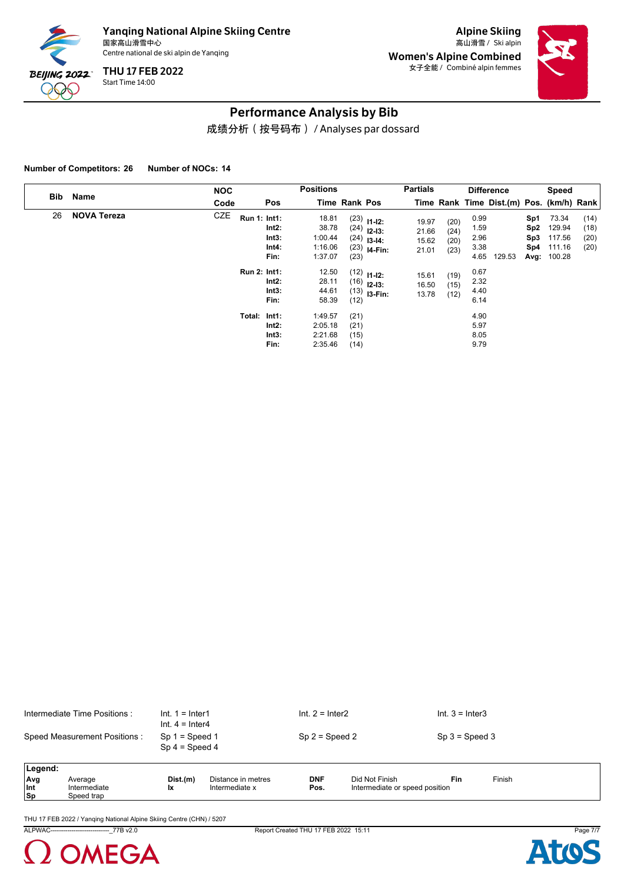# Performance Analysis by Bib

成绩分析（按号码布） / Analyses par dossard

**Number of Competitors: 26** **Number of NOCs: 14**

| Bib | Name | NOC Code | | Pos | Positions Time | Rank | Pos | Partials Time | Rank | Difference Time | Dist.(m) | Pos. | Speed (km/h) | Rank |
|---|---|---|---|---|---|---|---|---|---|---|---|---|---|---|
| 26 | NOVA Tereza | CZE | Run 1: | Int1: | 18.81 | (23) | I1-I2: | 19.97 | (20) | 0.99 | | Sp1 | 73.34 | (14) |
| | | | | Int2: | 38.78 | (24) | I2-I3: | 21.66 | (24) | 1.59 | | Sp2 | 129.94 | (18) |
| | | | | Int3: | 1:00.44 | (24) | I3-I4: | 15.62 | (20) | 2.96 | | Sp3 | 117.56 | (20) |
| | | | | Int4: | 1:16.06 | (23) | I4-Fin: | 21.01 | (23) | 3.38 | | Sp4 | 111.16 | (20) |
| | | | | Fin: | 1:37.07 | (23) | | | | 4.65 | 129.53 | Avg: | 100.28 | |
| | | | Run 2: | Int1: | 12.50 | (12) | I1-I2: | 15.61 | (19) | 0.67 | | | | |
| | | | | Int2: | 28.11 | (16) | I2-I3: | 16.50 | (15) | 2.32 | | | | |
| | | | | Int3: | 44.61 | (13) | I3-Fin: | 13.78 | (12) | 4.40 | | | | |
| | | | | Fin: | 58.39 | (12) | | | | 6.14 | | | | |
| | | | Total: | Int1: | 1:49.57 | (21) | | | | 4.90 | | | | |
| | | | | Int2: | 2:05.18 | (21) | | | | 5.97 | | | | |
| | | | | Int3: | 2:21.68 | (15) | | | | 8.05 | | | | |
| | | | | Fin: | 2:35.46 | (14) | | | | 9.79 | | | | |

Intermediate Time Positions : Int. 1 = Inter1, Int. 2 = Inter2, Int. 3 = Inter3, Int. 4 = Inter4

Speed Measurement Positions : Sp 1 = Speed 1, Sp 2 = Speed 2, Sp 3 = Speed 3, Sp 4 = Speed 4

**Legend:**

| | | | | | | | |
|---|---|---|---|---|---|---|---|
| **Avg** | Average | **Dist.(m)** | Distance in metres | **DNF** | Did Not Finish | **Fin** | Finish |
| **Int** | Intermediate | **Ix** | Intermediate x | **Pos.** | Intermediate or speed position | | |
| **Sp** | Speed trap | | | | | | |

THU 17 FEB 2022 / Yanqing National Alpine Skiing Centre (CHN) / 5207

ALPWAC----------------------------_77B v2.0 Report Created THU 17 FEB 2022 15:11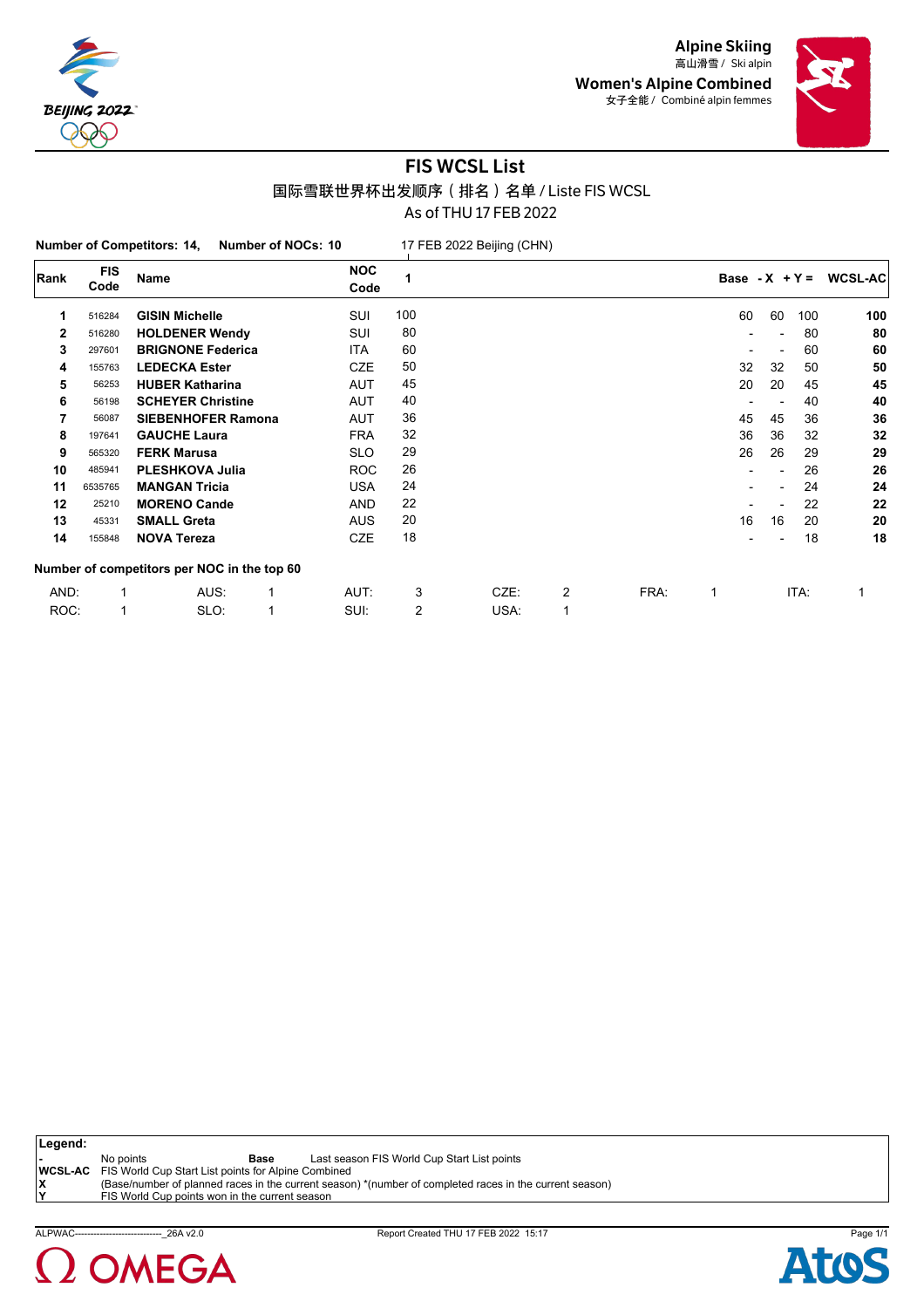Alpine Skiing
高山滑雪 / Ski alpin
Women's Alpine Combined
女子全能 / Combiné alpin femmes

# FIS WCSL List

## 国际雪联世界杯出发顺序（排名）名单 / Liste FIS WCSL

As of THU 17 FEB 2022

**Number of Competitors: 14,** **Number of NOCs: 10**

17 FEB 2022 Beijing (CHN)

| Rank | FIS Code | Name | NOC Code | 1 | Base | - X | + Y = | WCSL-AC |
|---|---|---|---|---|---|---|---|---|
| 1 | 516284 | **GISIN Michelle** | SUI | 100 | 60 | 60 | 100 | **100** |
| 2 | 516280 | **HOLDENER Wendy** | SUI | 80 | - | - | 80 | **80** |
| 3 | 297601 | **BRIGNONE Federica** | ITA | 60 | - | - | 60 | **60** |
| 4 | 155763 | **LEDECKA Ester** | CZE | 50 | 32 | 32 | 50 | **50** |
| 5 | 56253 | **HUBER Katharina** | AUT | 45 | 20 | 20 | 45 | **45** |
| 6 | 56198 | **SCHEYER Christine** | AUT | 40 | - | - | 40 | **40** |
| 7 | 56087 | **SIEBENHOFER Ramona** | AUT | 36 | 45 | 45 | 36 | **36** |
| 8 | 197641 | **GAUCHE Laura** | FRA | 32 | 36 | 36 | 32 | **32** |
| 9 | 565320 | **FERK Marusa** | SLO | 29 | 26 | 26 | 29 | **29** |
| 10 | 485941 | **PLESHKOVA Julia** | ROC | 26 | - | - | 26 | **26** |
| 11 | 6535765 | **MANGAN Tricia** | USA | 24 | - | - | 24 | **24** |
| 12 | 25210 | **MORENO Cande** | AND | 22 | - | - | 22 | **22** |
| 13 | 45331 | **SMALL Greta** | AUS | 20 | 16 | 16 | 20 | **20** |
| 14 | 155848 | **NOVA Tereza** | CZE | 18 | - | - | 18 | **18** |

**Number of competitors per NOC in the top 60**

| | | | | | | | | | | | |
|---|---|---|---|---|---|---|---|---|---|---|---|
| AND: | 1 | AUS: | 1 | AUT: | 3 | CZE: | 2 | FRA: | 1 | ITA: | 1 |
| ROC: | 1 | SLO: | 1 | SUI: | 2 | USA: | 1 | | | | |

**Legend:**

| | | | |
|---|---|---|---|
| **-** | No points | **Base** | Last season FIS World Cup Start List points |
| **WCSL-AC** | FIS World Cup Start List points for Alpine Combined | | |
| **X** | (Base/number of planned races in the current season) *(number of completed races in the current season) | | |
| **Y** | FIS World Cup points won in the current season | | |

ALPWAC----------------------------_26A v2.0 Report Created THU 17 FEB 2022 15:17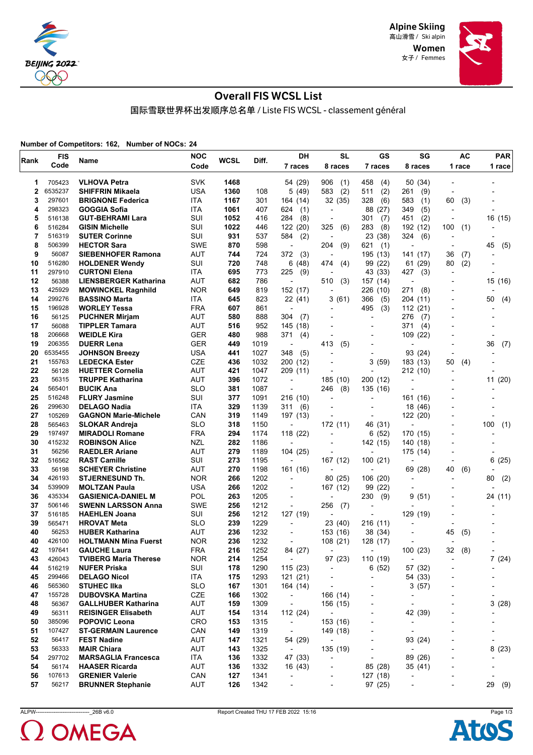Alpine Skiing
高山滑雪 / Ski alpin

Women
女子 / Femmes

# Overall FIS WCSL List

国际雪联世界杯出发顺序总名单 / Liste FIS WCSL - classement général

**Number of Competitors: 162,   Number of NOCs: 24**

| Rank | FIS Code | Name | NOC Code | WCSL | Diff. | DH 7 races | SL 8 races | GS 7 races | SG 8 races | AC 1 race | PAR 1 race |
|---|---|---|---|---|---|---|---|---|---|---|---|
| 1 | 705423 | VLHOVA Petra | SVK | 1468 | | 54 (29) | 906 (1) | 458 (4) | 50 (34) | - | - |
| 2 | 6535237 | SHIFFRIN Mikaela | USA | 1360 | 108 | 5 (49) | 583 (2) | 511 (2) | 261 (9) | - | - |
| 3 | 297601 | BRIGNONE Federica | ITA | 1167 | 301 | 164 (14) | 32 (35) | 328 (6) | 583 (1) | 60 (3) | - |
| 4 | 298323 | GOGGIA Sofia | ITA | 1061 | 407 | 624 (1) | - | 88 (27) | 349 (5) | - | - |
| 5 | 516138 | GUT-BEHRAMI Lara | SUI | 1052 | 416 | 284 (8) | - | 301 (7) | 451 (2) | - | 16 (15) |
| 6 | 516284 | GISIN Michelle | SUI | 1022 | 446 | 122 (20) | 325 (6) | 283 (8) | 192 (12) | 100 (1) | - |
| 7 | 516319 | SUTER Corinne | SUI | 931 | 537 | 584 (2) | - | 23 (38) | 324 (6) | - | - |
| 8 | 506399 | HECTOR Sara | SWE | 870 | 598 | - | 204 (9) | 621 (1) | - | - | 45 (5) |
| 9 | 56087 | SIEBENHOFER Ramona | AUT | 744 | 724 | 372 (3) | - | 195 (13) | 141 (17) | 36 (7) | - |
| 10 | 516280 | HOLDENER Wendy | SUI | 720 | 748 | 6 (48) | 474 (4) | 99 (22) | 61 (29) | 80 (2) | - |
| 11 | 297910 | CURTONI Elena | ITA | 695 | 773 | 225 (9) | - | 43 (33) | 427 (3) | - | - |
| 12 | 56388 | LIENSBERGER Katharina | AUT | 682 | 786 | - | 510 (3) | 157 (14) | - | - | 15 (16) |
| 13 | 425929 | MOWINCKEL Ragnhild | NOR | 649 | 819 | 152 (17) | - | 226 (10) | 271 (8) | - | - |
| 14 | 299276 | BASSINO Marta | ITA | 645 | 823 | 22 (41) | 3 (61) | 366 (5) | 204 (11) | - | 50 (4) |
| 15 | 196928 | WORLEY Tessa | FRA | 607 | 861 | - | - | 495 (3) | 112 (21) | - | - |
| 16 | 56125 | PUCHNER Mirjam | AUT | 580 | 888 | 304 (7) | - | - | 276 (7) | - | - |
| 17 | 56088 | TIPPLER Tamara | AUT | 516 | 952 | 145 (18) | - | - | 371 (4) | - | - |
| 18 | 206668 | WEIDLE Kira | GER | 480 | 988 | 371 (4) | - | - | 109 (22) | - | - |
| 19 | 206355 | DUERR Lena | GER | 449 | 1019 | - | 413 (5) | - | - | - | 36 (7) |
| 20 | 6535455 | JOHNSON Breezy | USA | 441 | 1027 | 348 (5) | - | - | 93 (24) | - | - |
| 21 | 155763 | LEDECKA Ester | CZE | 436 | 1032 | 200 (12) | - | 3 (59) | 183 (13) | 50 (4) | - |
| 22 | 56128 | HUETTER Cornelia | AUT | 421 | 1047 | 209 (11) | - | - | 212 (10) | - | - |
| 23 | 56315 | TRUPPE Katharina | AUT | 396 | 1072 | - | 185 (10) | 200 (12) | - | - | 11 (20) |
| 24 | 565401 | BUCIK Ana | SLO | 381 | 1087 | - | 246 (8) | 135 (16) | - | - | - |
| 25 | 516248 | FLURY Jasmine | SUI | 377 | 1091 | 216 (10) | - | - | 161 (16) | - | - |
| 26 | 299630 | DELAGO Nadia | ITA | 329 | 1139 | 311 (6) | - | - | 18 (46) | - | - |
| 27 | 105269 | GAGNON Marie-Michele | CAN | 319 | 1149 | 197 (13) | - | - | 122 (20) | - | - |
| 28 | 565463 | SLOKAR Andreja | SLO | 318 | 1150 | - | 172 (11) | 46 (31) | - | - | 100 (1) |
| 29 | 197497 | MIRADOLI Romane | FRA | 294 | 1174 | 118 (22) | - | 6 (52) | 170 (15) | - | - |
| 30 | 415232 | ROBINSON Alice | NZL | 282 | 1186 | - | - | 142 (15) | 140 (18) | - | - |
| 31 | 56256 | RAEDLER Ariane | AUT | 279 | 1189 | 104 (25) | - | - | 175 (14) | - | - |
| 32 | 516562 | RAST Camille | SUI | 273 | 1195 | - | 167 (12) | 100 (21) | - | - | 6 (25) |
| 33 | 56198 | SCHEYER Christine | AUT | 270 | 1198 | 161 (16) | - | - | 69 (28) | 40 (6) | - |
| 34 | 426193 | STJERNESUND Th. | NOR | 266 | 1202 | - | 80 (25) | 106 (20) | - | - | 80 (2) |
| 34 | 539909 | MOLTZAN Paula | USA | 266 | 1202 | - | 167 (12) | 99 (22) | - | - | - |
| 36 | 435334 | GASIENICA-DANIEL M | POL | 263 | 1205 | - | - | 230 (9) | 9 (51) | - | 24 (11) |
| 37 | 506146 | SWENN LARSSON Anna | SWE | 256 | 1212 | - | 256 (7) | - | - | - | - |
| 37 | 516185 | HAEHLEN Joana | SUI | 256 | 1212 | 127 (19) | - | - | 129 (19) | - | - |
| 39 | 565471 | HROVAT Meta | SLO | 239 | 1229 | - | 23 (40) | 216 (11) | - | - | - |
| 40 | 56253 | HUBER Katharina | AUT | 236 | 1232 | - | 153 (16) | 38 (34) | - | 45 (5) | - |
| 40 | 426100 | HOLTMANN Mina Fuerst | NOR | 236 | 1232 | - | 108 (21) | 128 (17) | - | - | - |
| 42 | 197641 | GAUCHE Laura | FRA | 216 | 1252 | 84 (27) | - | - | 100 (23) | 32 (8) | - |
| 43 | 426043 | TVIBERG Maria Therese | NOR | 214 | 1254 | - | 97 (23) | 110 (19) | - | - | 7 (24) |
| 44 | 516219 | NUFER Priska | SUI | 178 | 1290 | 115 (23) | - | 6 (52) | 57 (32) | - | - |
| 45 | 299466 | DELAGO Nicol | ITA | 175 | 1293 | 121 (21) | - | - | 54 (33) | - | - |
| 46 | 565360 | STUHEC Ilka | SLO | 167 | 1301 | 164 (14) | - | - | 3 (57) | - | - |
| 47 | 155728 | DUBOVSKA Martina | CZE | 166 | 1302 | - | 166 (14) | - | - | - | - |
| 48 | 56367 | GALLHUBER Katharina | AUT | 159 | 1309 | - | 156 (15) | - | - | - | 3 (28) |
| 49 | 56311 | REISINGER Elisabeth | AUT | 154 | 1314 | 112 (24) | - | - | 42 (39) | - | - |
| 50 | 385096 | POPOVIC Leona | CRO | 153 | 1315 | - | 153 (16) | - | - | - | - |
| 51 | 107427 | ST-GERMAIN Laurence | CAN | 149 | 1319 | - | 149 (18) | - | - | - | - |
| 52 | 56417 | FEST Nadine | AUT | 147 | 1321 | 54 (29) | - | - | 93 (24) | - | - |
| 53 | 56333 | MAIR Chiara | AUT | 143 | 1325 | - | 135 (19) | - | - | - | 8 (23) |
| 54 | 297702 | MARSAGLIA Francesca | ITA | 136 | 1332 | 47 (33) | - | - | 89 (26) | - | - |
| 54 | 56174 | HAASER Ricarda | AUT | 136 | 1332 | 16 (43) | - | 85 (28) | 35 (41) | - | - |
| 56 | 107613 | GRENIER Valerie | CAN | 127 | 1341 | - | - | 127 (18) | - | - | - |
| 57 | 56217 | BRUNNER Stephanie | AUT | 126 | 1342 | - | - | 97 (25) | - | - | 29 (9) |

ALPW-------------------------------_26B v6.0    Report Created THU 17 FEB 2022 15:16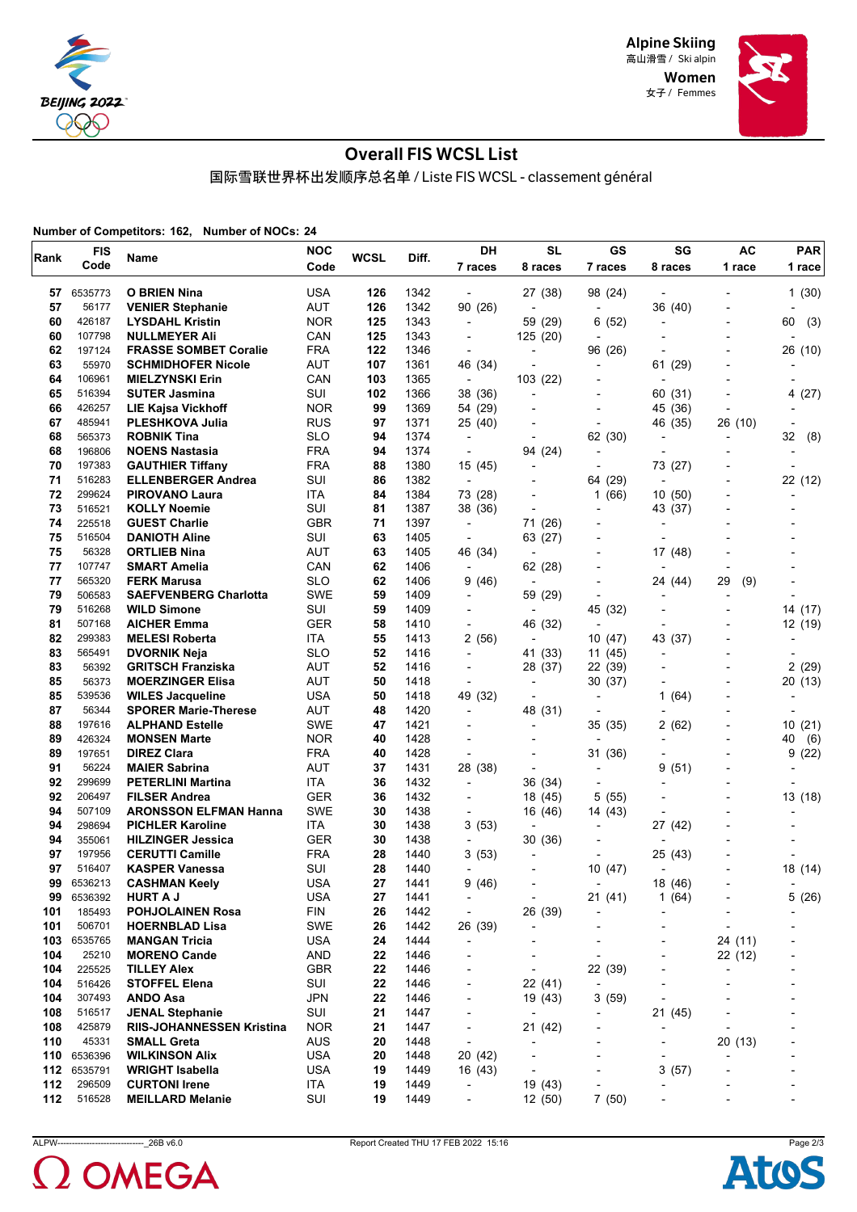Alpine Skiing
高山滑雪 / Ski alpin
Women
女子 / Femmes

# Overall FIS WCSL List

国际雪联世界杯出发顺序总名单 / Liste FIS WCSL - classement général

**Number of Competitors: 162, Number of NOCs: 24**

| Rank | FIS Code | Name | NOC Code | WCSL | Diff. | DH 7 races | SL 8 races | GS 7 races | SG 8 races | AC 1 race | PAR 1 race |
|---|---|---|---|---|---|---|---|---|---|---|---|
| 57 | 6535773 | O BRIEN Nina | USA | 126 | 1342 | - | 27 (38) | 98 (24) | - | - | 1 (30) |
| 57 | 56177 | VENIER Stephanie | AUT | 126 | 1342 | 90 (26) | - | - | 36 (40) | - | - |
| 60 | 426187 | LYSDAHL Kristin | NOR | 125 | 1343 | - | 59 (29) | 6 (52) | - | - | 60 (3) |
| 60 | 107798 | NULLMEYER Ali | CAN | 125 | 1343 | - | 125 (20) | - | - | - | - |
| 62 | 197124 | FRASSE SOMBET Coralie | FRA | 122 | 1346 | - | - | 96 (26) | - | - | 26 (10) |
| 63 | 55970 | SCHMIDHOFER Nicole | AUT | 107 | 1361 | 46 (34) | - | - | 61 (29) | - | - |
| 64 | 106961 | MIELZYNSKI Erin | CAN | 103 | 1365 | - | 103 (22) | - | - | - | - |
| 65 | 516394 | SUTER Jasmina | SUI | 102 | 1366 | 38 (36) | - | - | 60 (31) | - | 4 (27) |
| 66 | 426257 | LIE Kajsa Vickhoff | NOR | 99 | 1369 | 54 (29) | - | - | 45 (36) | - | - |
| 67 | 485941 | PLESHKOVA Julia | RUS | 97 | 1371 | 25 (40) | - | - | 46 (35) | 26 (10) | - |
| 68 | 565373 | ROBNIK Tina | SLO | 94 | 1374 | - | - | 62 (30) | - | - | 32 (8) |
| 68 | 196806 | NOENS Nastasia | FRA | 94 | 1374 | - | 94 (24) | - | - | - | - |
| 70 | 197383 | GAUTHIER Tiffany | FRA | 88 | 1380 | 15 (45) | - | - | 73 (27) | - | - |
| 71 | 516283 | ELLENBERGER Andrea | SUI | 86 | 1382 | - | - | 64 (29) | - | - | 22 (12) |
| 72 | 299624 | PIROVANO Laura | ITA | 84 | 1384 | 73 (28) | - | 1 (66) | 10 (50) | - | - |
| 73 | 516521 | KOLLY Noemie | SUI | 81 | 1387 | 38 (36) | - | - | 43 (37) | - | - |
| 74 | 225518 | GUEST Charlie | GBR | 71 | 1397 | - | 71 (26) | - | - | - | - |
| 75 | 516504 | DANIOTH Aline | SUI | 63 | 1405 | - | 63 (27) | - | - | - | - |
| 75 | 56328 | ORTLIEB Nina | AUT | 63 | 1405 | 46 (34) | - | - | 17 (48) | - | - |
| 77 | 107747 | SMART Amelia | CAN | 62 | 1406 | - | 62 (28) | - | - | - | - |
| 77 | 565320 | FERK Marusa | SLO | 62 | 1406 | 9 (46) | - | - | 24 (44) | 29 (9) | - |
| 79 | 506583 | SAEFVENBERG Charlotta | SWE | 59 | 1409 | - | 59 (29) | - | - | - | - |
| 79 | 516268 | WILD Simone | SUI | 59 | 1409 | - | - | 45 (32) | - | - | 14 (17) |
| 81 | 507168 | AICHER Emma | GER | 58 | 1410 | - | 46 (32) | - | - | - | 12 (19) |
| 82 | 299383 | MELESI Roberta | ITA | 55 | 1413 | 2 (56) | - | 10 (47) | 43 (37) | - | - |
| 83 | 565491 | DVORNIK Neja | SLO | 52 | 1416 | - | 41 (33) | 11 (45) | - | - | - |
| 83 | 56392 | GRITSCH Franziska | AUT | 52 | 1416 | - | 28 (37) | 22 (39) | - | - | 2 (29) |
| 85 | 56373 | MOERZINGER Elisa | AUT | 50 | 1418 | - | - | 30 (37) | - | - | 20 (13) |
| 85 | 539536 | WILES Jacqueline | USA | 50 | 1418 | 49 (32) | - | - | 1 (64) | - | - |
| 87 | 56344 | SPORER Marie-Therese | AUT | 48 | 1420 | - | 48 (31) | - | - | - | - |
| 88 | 197616 | ALPHAND Estelle | SWE | 47 | 1421 | - | - | 35 (35) | 2 (62) | - | 10 (21) |
| 89 | 426324 | MONSEN Marte | NOR | 40 | 1428 | - | - | - | - | - | 40 (6) |
| 89 | 197651 | DIREZ Clara | FRA | 40 | 1428 | - | - | 31 (36) | - | - | 9 (22) |
| 91 | 56224 | MAIER Sabrina | AUT | 37 | 1431 | 28 (38) | - | - | 9 (51) | - | - |
| 92 | 299699 | PETERLINI Martina | ITA | 36 | 1432 | - | 36 (34) | - | - | - | - |
| 92 | 206497 | FILSER Andrea | GER | 36 | 1432 | - | 18 (45) | 5 (55) | - | - | 13 (18) |
| 94 | 507109 | ARONSSON ELFMAN Hanna | SWE | 30 | 1438 | - | 16 (46) | 14 (43) | - | - | - |
| 94 | 298694 | PICHLER Karoline | ITA | 30 | 1438 | 3 (53) | - | - | 27 (42) | - | - |
| 94 | 355061 | HILZINGER Jessica | GER | 30 | 1438 | - | 30 (36) | - | - | - | - |
| 97 | 197956 | CERUTTI Camille | FRA | 28 | 1440 | 3 (53) | - | - | 25 (43) | - | - |
| 97 | 516407 | KASPER Vanessa | SUI | 28 | 1440 | - | - | 10 (47) | - | - | 18 (14) |
| 99 | 6536213 | CASHMAN Keely | USA | 27 | 1441 | 9 (46) | - | - | 18 (46) | - | - |
| 99 | 6536392 | HURT A J | USA | 27 | 1441 | - | - | 21 (41) | 1 (64) | - | 5 (26) |
| 101 | 185493 | POHJOLAINEN Rosa | FIN | 26 | 1442 | - | 26 (39) | - | - | - | - |
| 101 | 506701 | HOERNBLAD Lisa | SWE | 26 | 1442 | 26 (39) | - | - | - | - | - |
| 103 | 6535765 | MANGAN Tricia | USA | 24 | 1444 | - | - | - | - | 24 (11) | - |
| 104 | 25210 | MORENO Cande | AND | 22 | 1446 | - | - | - | - | 22 (12) | - |
| 104 | 225525 | TILLEY Alex | GBR | 22 | 1446 | - | - | 22 (39) | - | - | - |
| 104 | 516426 | STOFFEL Elena | SUI | 22 | 1446 | - | 22 (41) | - | - | - | - |
| 104 | 307493 | ANDO Asa | JPN | 22 | 1446 | - | 19 (43) | 3 (59) | - | - | - |
| 108 | 516517 | JENAL Stephanie | SUI | 21 | 1447 | - | - | - | 21 (45) | - | - |
| 108 | 425879 | RIIS-JOHANNESSEN Kristina | NOR | 21 | 1447 | - | 21 (42) | - | - | - | - |
| 110 | 45331 | SMALL Greta | AUS | 20 | 1448 | - | - | - | - | 20 (13) | - |
| 110 | 6536396 | WILKINSON Alix | USA | 20 | 1448 | 20 (42) | - | - | - | - | - |
| 112 | 6535791 | WRIGHT Isabella | USA | 19 | 1449 | 16 (43) | - | - | 3 (57) | - | - |
| 112 | 296509 | CURTONI Irene | ITA | 19 | 1449 | - | 19 (43) | - | - | - | - |
| 112 | 516528 | MEILLARD Melanie | SUI | 19 | 1449 | - | 12 (50) | 7 (50) | - | - | - |

ALPW----------------------------_26B v6.0 Report Created THU 17 FEB 2022 15:16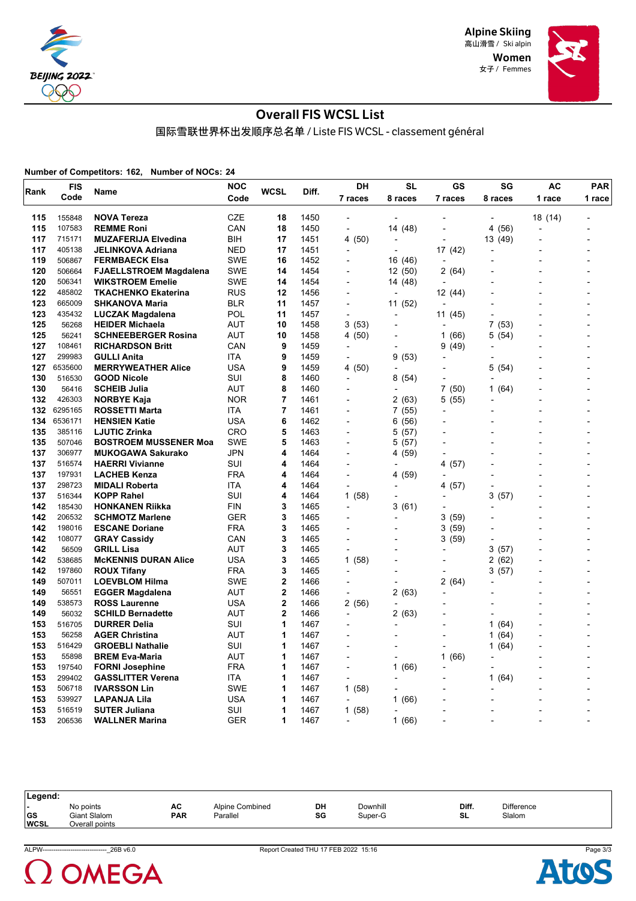Alpine Skiing
高山滑雪 / Ski alpin
Women
女子 / Femmes

# Overall FIS WCSL List

国际雪联世界杯出发顺序总名单 / Liste FIS WCSL - classement général

**Number of Competitors: 162, Number of NOCs: 24**

| Rank | FIS Code | Name | NOC Code | WCSL | Diff. | DH 7 races | SL 8 races | GS 7 races | SG 8 races | AC 1 race | PAR 1 race |
|---|---|---|---|---|---|---|---|---|---|---|---|
| 115 | 155848 | NOVA Tereza | CZE | 18 | 1450 | - | - | - | - | 18 (14) | - |
| 115 | 107583 | REMME Roni | CAN | 18 | 1450 | - | 14 (48) | - | 4 (56) | - | - |
| 117 | 715171 | MUZAFERIJA Elvedina | BIH | 17 | 1451 | 4 (50) | - | - | 13 (49) | - | - |
| 117 | 405138 | JELINKOVA Adriana | NED | 17 | 1451 | - | - | 17 (42) | - | - | - |
| 119 | 506867 | FERMBAECK Elsa | SWE | 16 | 1452 | - | 16 (46) | - | - | - | - |
| 120 | 506664 | FJAELLSTROEM Magdalena | SWE | 14 | 1454 | - | 12 (50) | 2 (64) | - | - | - |
| 120 | 506341 | WIKSTROEM Emelie | SWE | 14 | 1454 | - | 14 (48) | - | - | - | - |
| 122 | 485802 | TKACHENKO Ekaterina | RUS | 12 | 1456 | - | - | 12 (44) | - | - | - |
| 123 | 665009 | SHKANOVA Maria | BLR | 11 | 1457 | - | 11 (52) | - | - | - | - |
| 123 | 435432 | LUCZAK Magdalena | POL | 11 | 1457 | - | - | 11 (45) | - | - | - |
| 125 | 56268 | HEIDER Michaela | AUT | 10 | 1458 | 3 (53) | - | - | 7 (53) | - | - |
| 125 | 56241 | SCHNEEBERGER Rosina | AUT | 10 | 1458 | 4 (50) | - | 1 (66) | 5 (54) | - | - |
| 127 | 108461 | RICHARDSON Britt | CAN | 9 | 1459 | - | - | 9 (49) | - | - | - |
| 127 | 299983 | GULLI Anita | ITA | 9 | 1459 | - | 9 (53) | - | - | - | - |
| 127 | 6535600 | MERRYWEATHER Alice | USA | 9 | 1459 | 4 (50) | - | - | 5 (54) | - | - |
| 130 | 516530 | GOOD Nicole | SUI | 8 | 1460 | - | 8 (54) | - | - | - | - |
| 130 | 56416 | SCHEIB Julia | AUT | 8 | 1460 | - | - | 7 (50) | 1 (64) | - | - |
| 132 | 426303 | NORBYE Kaja | NOR | 7 | 1461 | - | 2 (63) | 5 (55) | - | - | - |
| 132 | 6295165 | ROSSETTI Marta | ITA | 7 | 1461 | - | 7 (55) | - | - | - | - |
| 134 | 6536171 | HENSIEN Katie | USA | 6 | 1462 | - | 6 (56) | - | - | - | - |
| 135 | 385116 | LJUTIC Zrinka | CRO | 5 | 1463 | - | 5 (57) | - | - | - | - |
| 135 | 507046 | BOSTROEM MUSSENER Moa | SWE | 5 | 1463 | - | 5 (57) | - | - | - | - |
| 137 | 306977 | MUKOGAWA Sakurako | JPN | 4 | 1464 | - | 4 (59) | - | - | - | - |
| 137 | 516574 | HAERRI Vivianne | SUI | 4 | 1464 | - | - | 4 (57) | - | - | - |
| 137 | 197931 | LACHEB Kenza | FRA | 4 | 1464 | - | 4 (59) | - | - | - | - |
| 137 | 298723 | MIDALI Roberta | ITA | 4 | 1464 | - | - | 4 (57) | - | - | - |
| 137 | 516344 | KOPP Rahel | SUI | 4 | 1464 | 1 (58) | - | - | 3 (57) | - | - |
| 142 | 185430 | HONKANEN Riikka | FIN | 3 | 1465 | - | 3 (61) | - | - | - | - |
| 142 | 206532 | SCHMOTZ Marlene | GER | 3 | 1465 | - | - | 3 (59) | - | - | - |
| 142 | 198016 | ESCANE Doriane | FRA | 3 | 1465 | - | - | 3 (59) | - | - | - |
| 142 | 108077 | GRAY Cassidy | CAN | 3 | 1465 | - | - | 3 (59) | - | - | - |
| 142 | 56509 | GRILL Lisa | AUT | 3 | 1465 | - | - | - | 3 (57) | - | - |
| 142 | 538685 | McKENNIS DURAN Alice | USA | 3 | 1465 | 1 (58) | - | - | 2 (62) | - | - |
| 142 | 197860 | ROUX Tifany | FRA | 3 | 1465 | - | - | - | 3 (57) | - | - |
| 149 | 507011 | LOEVBLOM Hilma | SWE | 2 | 1466 | - | - | 2 (64) | - | - | - |
| 149 | 56551 | EGGER Magdalena | AUT | 2 | 1466 | - | 2 (63) | - | - | - | - |
| 149 | 538573 | ROSS Laurenne | USA | 2 | 1466 | 2 (56) | - | - | - | - | - |
| 149 | 56032 | SCHILD Bernadette | AUT | 2 | 1466 | - | 2 (63) | - | - | - | - |
| 153 | 516705 | DURRER Delia | SUI | 1 | 1467 | - | - | - | 1 (64) | - | - |
| 153 | 56258 | AGER Christina | AUT | 1 | 1467 | - | - | - | 1 (64) | - | - |
| 153 | 516429 | GROEBLI Nathalie | SUI | 1 | 1467 | - | - | - | 1 (64) | - | - |
| 153 | 55898 | BREM Eva-Maria | AUT | 1 | 1467 | - | - | 1 (66) | - | - | - |
| 153 | 197540 | FORNI Josephine | FRA | 1 | 1467 | - | 1 (66) | - | - | - | - |
| 153 | 299402 | GASSLITTER Verena | ITA | 1 | 1467 | - | - | - | 1 (64) | - | - |
| 153 | 506718 | IVARSSON Lin | SWE | 1 | 1467 | 1 (58) | - | - | - | - | - |
| 153 | 539927 | LAPANJA Lila | USA | 1 | 1467 | - | 1 (66) | - | - | - | - |
| 153 | 516519 | SUTER Juliana | SUI | 1 | 1467 | 1 (58) | - | - | - | - | - |
| 153 | 206536 | WALLNER Marina | GER | 1 | 1467 | - | 1 (66) | - | - | - | - |

**Legend:**

| | | | | | | | |
|---|---|---|---|---|---|---|---|
| - | No points | AC | Alpine Combined | DH | Downhill | Diff. | Difference |
| GS | Giant Slalom | PAR | Parallel | SG | Super-G | SL | Slalom |
| WCSL | Overall points | | | | | | |

ALPW------------------------------_26B v6.0 Report Created THU 17 FEB 2022 15:16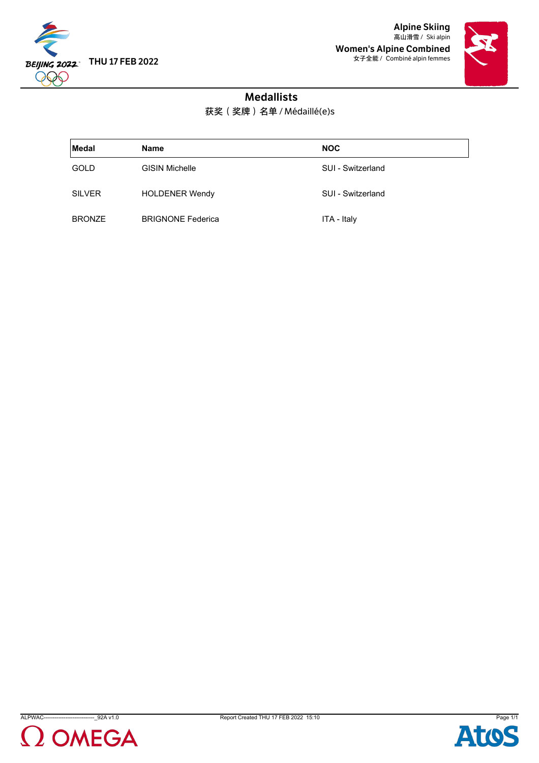THU 17 FEB 2022

**Alpine Skiing**
高山滑雪 / Ski alpin

**Women's Alpine Combined**
女子全能 / Combiné alpin femmes

## Medallists

获奖（奖牌）名单 / Médaillé(e)s

| Medal | Name | NOC |
|---|---|---|
| GOLD | GISIN Michelle | SUI - Switzerland |
| SILVER | HOLDENER Wendy | SUI - Switzerland |
| BRONZE | BRIGNONE Federica | ITA - Italy |

ALPWAC---------------------------_92A v1.0 Report Created THU 17 FEB 2022 15:10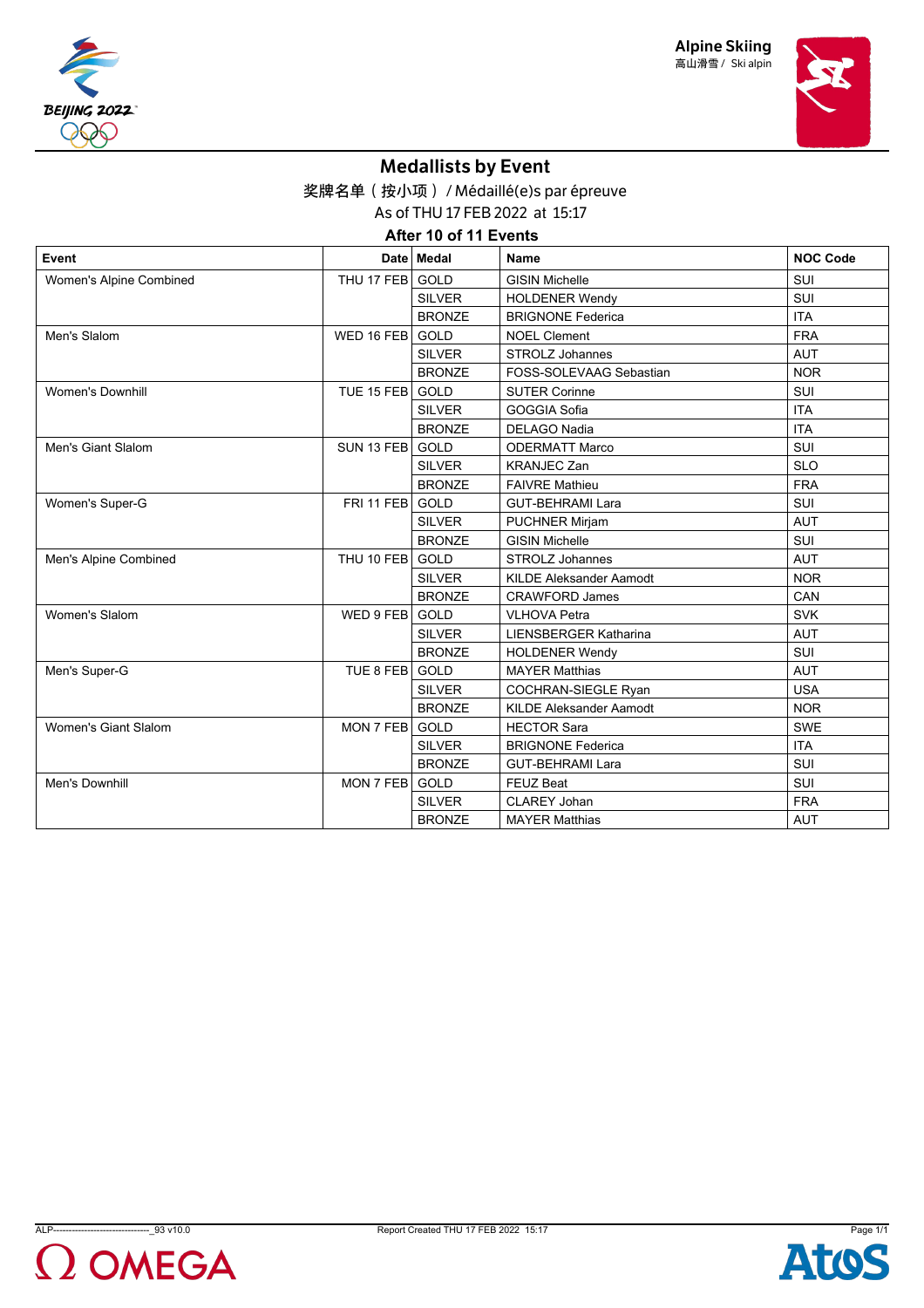Alpine Skiing
高山滑雪 / Ski alpin

# Medallists by Event

奖牌名单（按小项）/ Médaillé(e)s par épreuve

As of THU 17 FEB 2022 at 15:17

**After 10 of 11 Events**

| Event | Date | Medal | Name | NOC Code |
|---|---|---|---|---|
| Women's Alpine Combined | THU 17 FEB | GOLD | GISIN Michelle | SUI |
| | | SILVER | HOLDENER Wendy | SUI |
| | | BRONZE | BRIGNONE Federica | ITA |
| Men's Slalom | WED 16 FEB | GOLD | NOEL Clement | FRA |
| | | SILVER | STROLZ Johannes | AUT |
| | | BRONZE | FOSS-SOLEVAAG Sebastian | NOR |
| Women's Downhill | TUE 15 FEB | GOLD | SUTER Corinne | SUI |
| | | SILVER | GOGGIA Sofia | ITA |
| | | BRONZE | DELAGO Nadia | ITA |
| Men's Giant Slalom | SUN 13 FEB | GOLD | ODERMATT Marco | SUI |
| | | SILVER | KRANJEC Zan | SLO |
| | | BRONZE | FAIVRE Mathieu | FRA |
| Women's Super-G | FRI 11 FEB | GOLD | GUT-BEHRAMI Lara | SUI |
| | | SILVER | PUCHNER Mirjam | AUT |
| | | BRONZE | GISIN Michelle | SUI |
| Men's Alpine Combined | THU 10 FEB | GOLD | STROLZ Johannes | AUT |
| | | SILVER | KILDE Aleksander Aamodt | NOR |
| | | BRONZE | CRAWFORD James | CAN |
| Women's Slalom | WED 9 FEB | GOLD | VLHOVA Petra | SVK |
| | | SILVER | LIENSBERGER Katharina | AUT |
| | | BRONZE | HOLDENER Wendy | SUI |
| Men's Super-G | TUE 8 FEB | GOLD | MAYER Matthias | AUT |
| | | SILVER | COCHRAN-SIEGLE Ryan | USA |
| | | BRONZE | KILDE Aleksander Aamodt | NOR |
| Women's Giant Slalom | MON 7 FEB | GOLD | HECTOR Sara | SWE |
| | | SILVER | BRIGNONE Federica | ITA |
| | | BRONZE | GUT-BEHRAMI Lara | SUI |
| Men's Downhill | MON 7 FEB | GOLD | FEUZ Beat | SUI |
| | | SILVER | CLAREY Johan | FRA |
| | | BRONZE | MAYER Matthias | AUT |

ALP-------------------------------_93 v10.0 Report Created THU 17 FEB 2022 15:17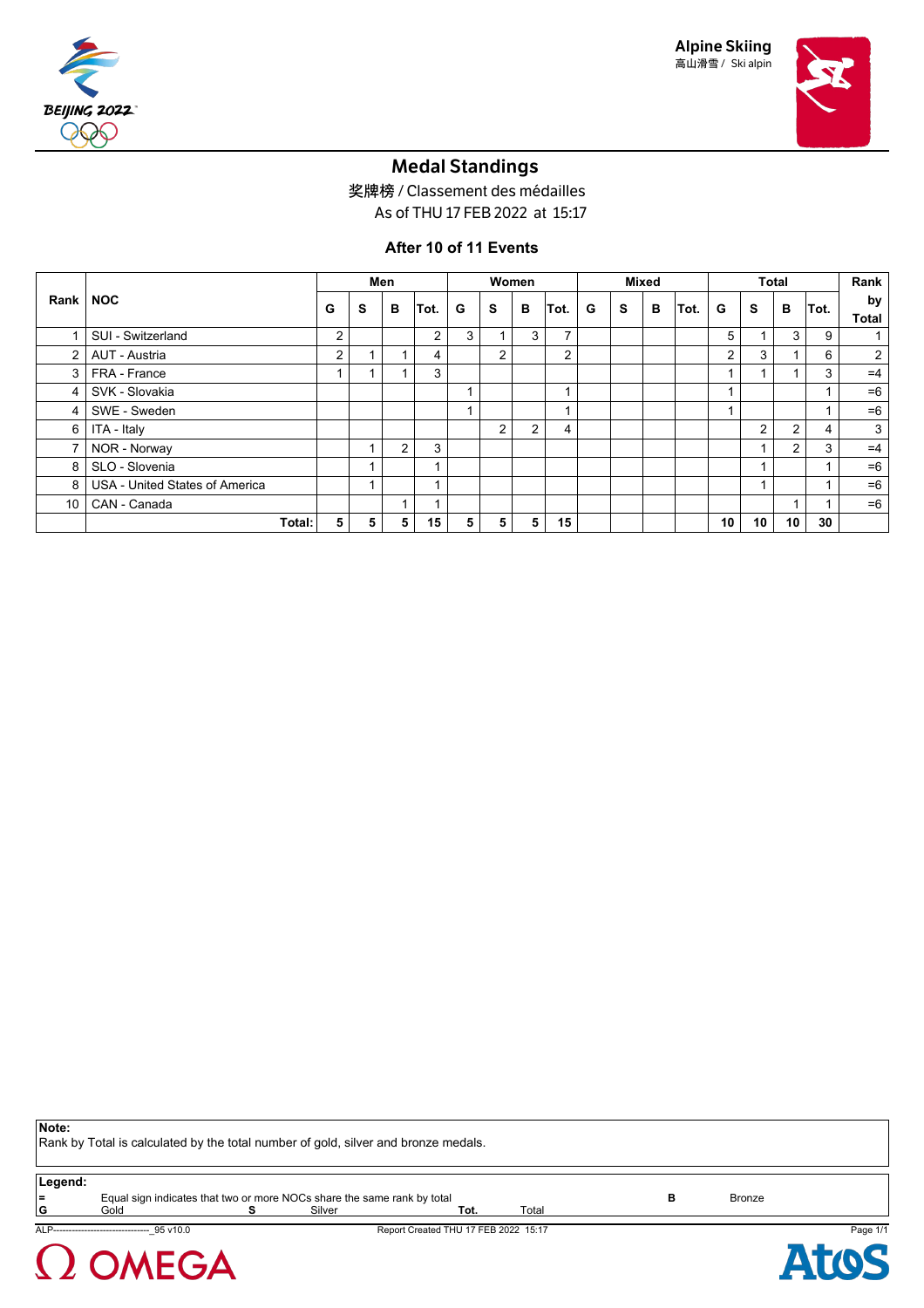Alpine Skiing
高山滑雪 / Ski alpin

## Medal Standings

奖牌榜 / Classement des médailles
As of THU 17 FEB 2022 at 15:17

### After 10 of 11 Events

| Rank | NOC | Men | | | | Women | | | | Mixed | | | | Total | | | | Rank by Total |
|---|---|---|---|---|---|---|---|---|---|---|---|---|---|---|---|---|---|---|
| | | G | S | B | Tot. | G | S | B | Tot. | G | S | B | Tot. | G | S | B | Tot. | |
| 1 | SUI - Switzerland | 2 | | | 2 | 3 | 1 | 3 | 7 | | | | | 5 | 1 | 3 | 9 | 1 |
| 2 | AUT - Austria | 2 | 1 | 1 | 4 | | 2 | | 2 | | | | | 2 | 3 | 1 | 6 | 2 |
| 3 | FRA - France | 1 | 1 | 1 | 3 | | | | | | | | | 1 | 1 | 1 | 3 | =4 |
| 4 | SVK - Slovakia | | | | | 1 | | | 1 | | | | | 1 | | | 1 | =6 |
| 4 | SWE - Sweden | | | | | 1 | | | 1 | | | | | 1 | | | 1 | =6 |
| 6 | ITA - Italy | | | | | | 2 | 2 | 4 | | | | | | 2 | 2 | 4 | 3 |
| 7 | NOR - Norway | | 1 | 2 | 3 | | | | | | | | | | 1 | 2 | 3 | =4 |
| 8 | SLO - Slovenia | | 1 | | 1 | | | | | | | | | | 1 | | 1 | =6 |
| 8 | USA - United States of America | | 1 | | 1 | | | | | | | | | | 1 | | 1 | =6 |
| 10 | CAN - Canada | | | 1 | 1 | | | | | | | | | | | 1 | 1 | =6 |
| | Total: | 5 | 5 | 5 | 15 | 5 | 5 | 5 | 15 | | | | | 10 | 10 | 10 | 30 | |

**Note:**
Rank by Total is calculated by the total number of gold, silver and bronze medals.

**Legend:**

= Equal sign indicates that two or more NOCs share the same rank by total
G Gold
S Silver
Tot. Total
B Bronze

ALP------------------------------- _95 v10.0
Report Created THU 17 FEB 2022 15:17